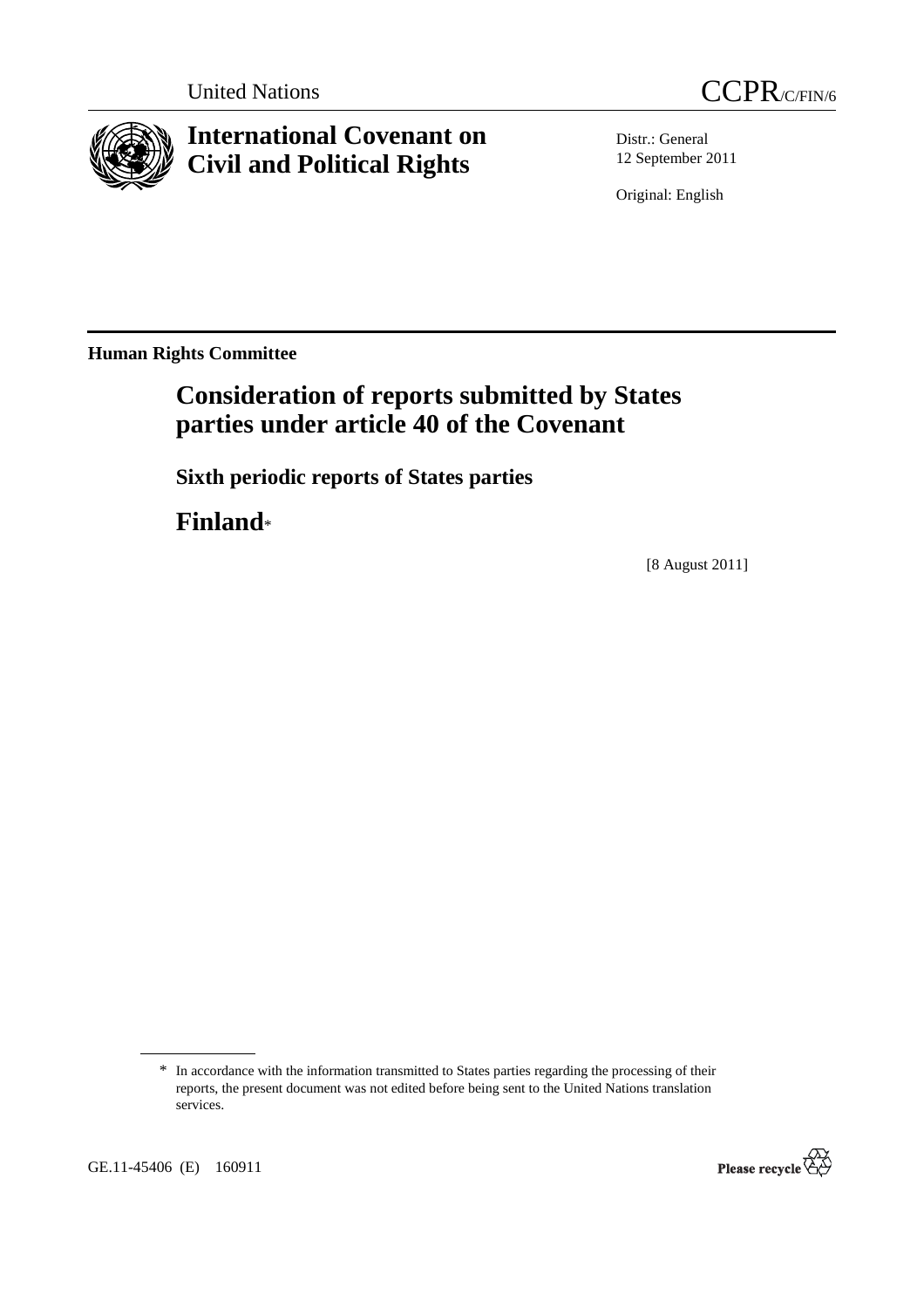United Nations CCPR/C/FIN/6

# International Covenant on Civil and Political Rights

Distr.: General
12 September 2011

Original: English

**Human Rights Committee**

## Consideration of reports submitted by States parties under article 40 of the Covenant

### Sixth periodic reports of States parties

## Finland*

[8 August 2011]

\* In accordance with the information transmitted to States parties regarding the processing of their reports, the present document was not edited before being sent to the United Nations translation services.

GE.11-45406 (E) 160911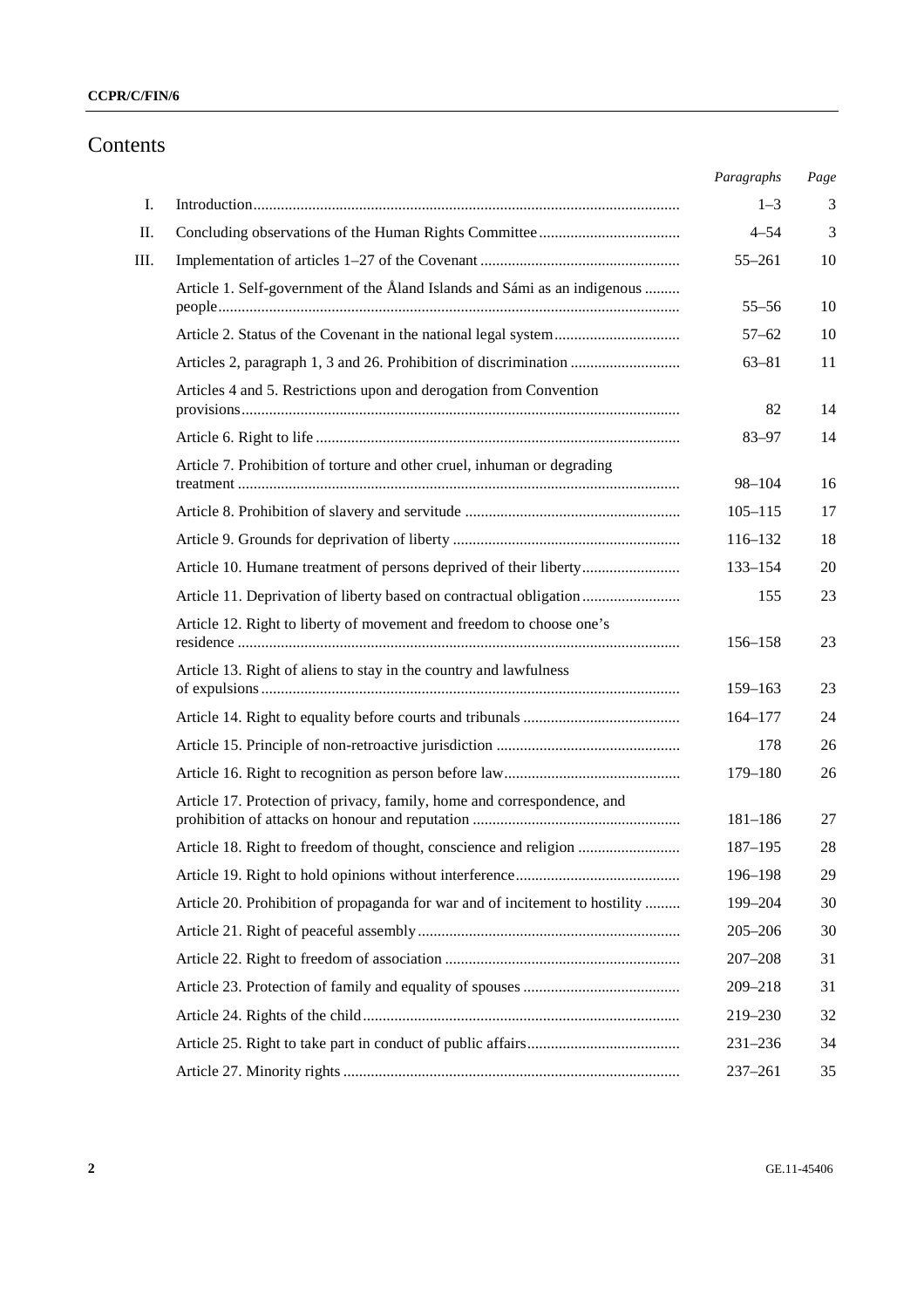# Contents

| | | Paragraphs | Page |
|---|---|---|---|
| I. | Introduction | 1–3 | 3 |
| II. | Concluding observations of the Human Rights Committee | 4–54 | 3 |
| III. | Implementation of articles 1–27 of the Covenant | 55–261 | 10 |
| | Article 1. Self-government of the Åland Islands and Sámi as an indigenous people | 55–56 | 10 |
| | Article 2. Status of the Covenant in the national legal system | 57–62 | 10 |
| | Articles 2, paragraph 1, 3 and 26. Prohibition of discrimination | 63–81 | 11 |
| | Articles 4 and 5. Restrictions upon and derogation from Convention provisions | 82 | 14 |
| | Article 6. Right to life | 83–97 | 14 |
| | Article 7. Prohibition of torture and other cruel, inhuman or degrading treatment | 98–104 | 16 |
| | Article 8. Prohibition of slavery and servitude | 105–115 | 17 |
| | Article 9. Grounds for deprivation of liberty | 116–132 | 18 |
| | Article 10. Humane treatment of persons deprived of their liberty | 133–154 | 20 |
| | Article 11. Deprivation of liberty based on contractual obligation | 155 | 23 |
| | Article 12. Right to liberty of movement and freedom to choose one's residence | 156–158 | 23 |
| | Article 13. Right of aliens to stay in the country and lawfulness of expulsions | 159–163 | 23 |
| | Article 14. Right to equality before courts and tribunals | 164–177 | 24 |
| | Article 15. Principle of non-retroactive jurisdiction | 178 | 26 |
| | Article 16. Right to recognition as person before law | 179–180 | 26 |
| | Article 17. Protection of privacy, family, home and correspondence, and prohibition of attacks on honour and reputation | 181–186 | 27 |
| | Article 18. Right to freedom of thought, conscience and religion | 187–195 | 28 |
| | Article 19. Right to hold opinions without interference | 196–198 | 29 |
| | Article 20. Prohibition of propaganda for war and of incitement to hostility | 199–204 | 30 |
| | Article 21. Right of peaceful assembly | 205–206 | 30 |
| | Article 22. Right to freedom of association | 207–208 | 31 |
| | Article 23. Protection of family and equality of spouses | 209–218 | 31 |
| | Article 24. Rights of the child | 219–230 | 32 |
| | Article 25. Right to take part in conduct of public affairs | 231–236 | 34 |
| | Article 27. Minority rights | 237–261 | 35 |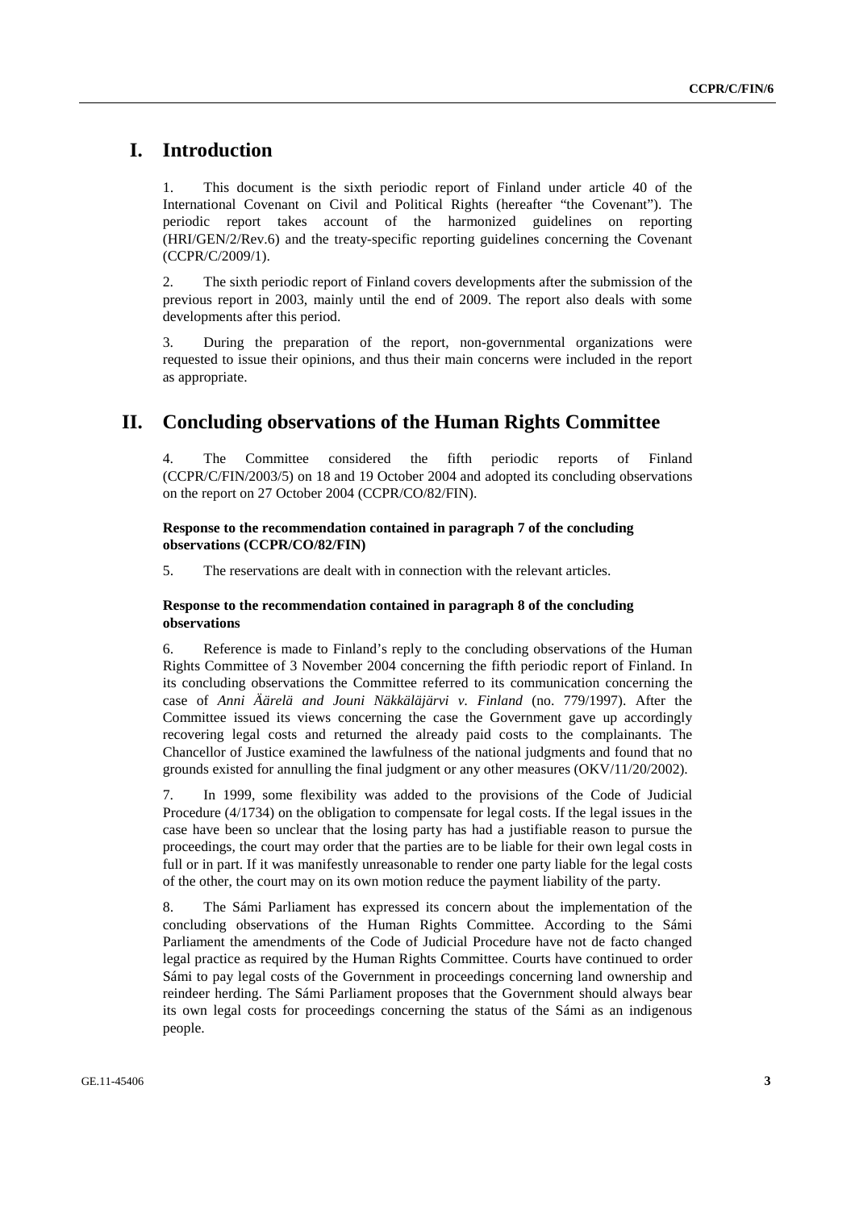# I. Introduction

1. This document is the sixth periodic report of Finland under article 40 of the International Covenant on Civil and Political Rights (hereafter "the Covenant"). The periodic report takes account of the harmonized guidelines on reporting (HRI/GEN/2/Rev.6) and the treaty-specific reporting guidelines concerning the Covenant (CCPR/C/2009/1).

2. The sixth periodic report of Finland covers developments after the submission of the previous report in 2003, mainly until the end of 2009. The report also deals with some developments after this period.

3. During the preparation of the report, non-governmental organizations were requested to issue their opinions, and thus their main concerns were included in the report as appropriate.

# II. Concluding observations of the Human Rights Committee

4. The Committee considered the fifth periodic reports of Finland (CCPR/C/FIN/2003/5) on 18 and 19 October 2004 and adopted its concluding observations on the report on 27 October 2004 (CCPR/CO/82/FIN).

### Response to the recommendation contained in paragraph 7 of the concluding observations (CCPR/CO/82/FIN)

5. The reservations are dealt with in connection with the relevant articles.

### Response to the recommendation contained in paragraph 8 of the concluding observations

6. Reference is made to Finland's reply to the concluding observations of the Human Rights Committee of 3 November 2004 concerning the fifth periodic report of Finland. In its concluding observations the Committee referred to its communication concerning the case of *Anni Äärelä and Jouni Näkkäläjärvi v. Finland* (no. 779/1997). After the Committee issued its views concerning the case the Government gave up accordingly recovering legal costs and returned the already paid costs to the complainants. The Chancellor of Justice examined the lawfulness of the national judgments and found that no grounds existed for annulling the final judgment or any other measures (OKV/11/20/2002).

7. In 1999, some flexibility was added to the provisions of the Code of Judicial Procedure (4/1734) on the obligation to compensate for legal costs. If the legal issues in the case have been so unclear that the losing party has had a justifiable reason to pursue the proceedings, the court may order that the parties are to be liable for their own legal costs in full or in part. If it was manifestly unreasonable to render one party liable for the legal costs of the other, the court may on its own motion reduce the payment liability of the party.

8. The Sámi Parliament has expressed its concern about the implementation of the concluding observations of the Human Rights Committee. According to the Sámi Parliament the amendments of the Code of Judicial Procedure have not de facto changed legal practice as required by the Human Rights Committee. Courts have continued to order Sámi to pay legal costs of the Government in proceedings concerning land ownership and reindeer herding. The Sámi Parliament proposes that the Government should always bear its own legal costs for proceedings concerning the status of the Sámi as an indigenous people.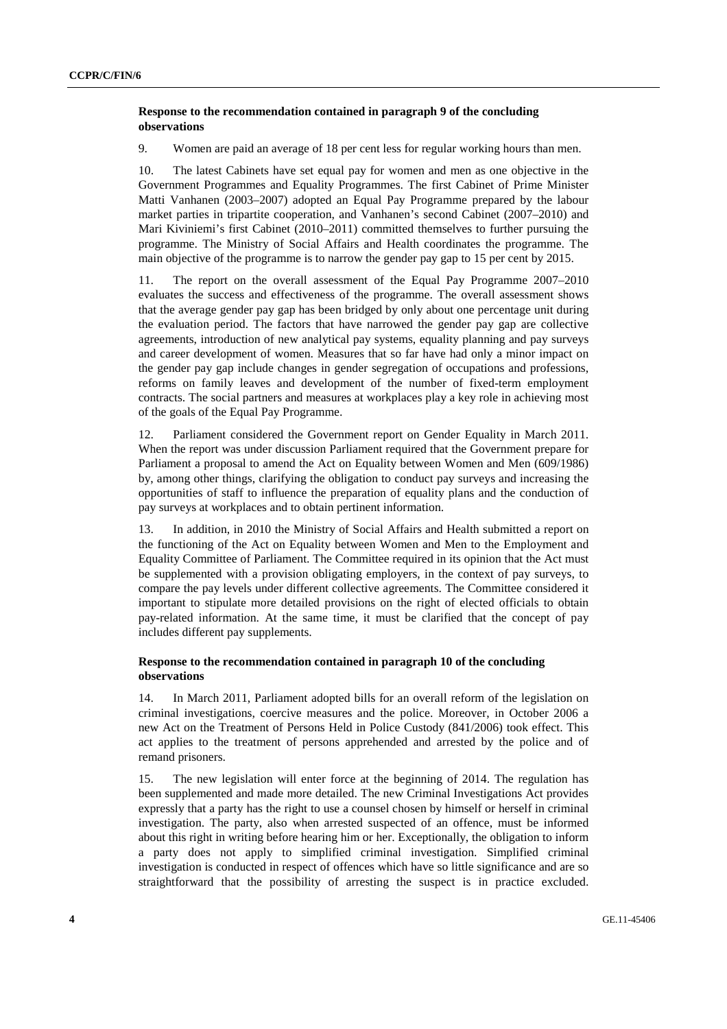### Response to the recommendation contained in paragraph 9 of the concluding observations

9. Women are paid an average of 18 per cent less for regular working hours than men.

10. The latest Cabinets have set equal pay for women and men as one objective in the Government Programmes and Equality Programmes. The first Cabinet of Prime Minister Matti Vanhanen (2003–2007) adopted an Equal Pay Programme prepared by the labour market parties in tripartite cooperation, and Vanhanen's second Cabinet (2007–2010) and Mari Kiviniemi's first Cabinet (2010–2011) committed themselves to further pursuing the programme. The Ministry of Social Affairs and Health coordinates the programme. The main objective of the programme is to narrow the gender pay gap to 15 per cent by 2015.

11. The report on the overall assessment of the Equal Pay Programme 2007–2010 evaluates the success and effectiveness of the programme. The overall assessment shows that the average gender pay gap has been bridged by only about one percentage unit during the evaluation period. The factors that have narrowed the gender pay gap are collective agreements, introduction of new analytical pay systems, equality planning and pay surveys and career development of women. Measures that so far have had only a minor impact on the gender pay gap include changes in gender segregation of occupations and professions, reforms on family leaves and development of the number of fixed-term employment contracts. The social partners and measures at workplaces play a key role in achieving most of the goals of the Equal Pay Programme.

12. Parliament considered the Government report on Gender Equality in March 2011. When the report was under discussion Parliament required that the Government prepare for Parliament a proposal to amend the Act on Equality between Women and Men (609/1986) by, among other things, clarifying the obligation to conduct pay surveys and increasing the opportunities of staff to influence the preparation of equality plans and the conduction of pay surveys at workplaces and to obtain pertinent information.

13. In addition, in 2010 the Ministry of Social Affairs and Health submitted a report on the functioning of the Act on Equality between Women and Men to the Employment and Equality Committee of Parliament. The Committee required in its opinion that the Act must be supplemented with a provision obligating employers, in the context of pay surveys, to compare the pay levels under different collective agreements. The Committee considered it important to stipulate more detailed provisions on the right of elected officials to obtain pay-related information. At the same time, it must be clarified that the concept of pay includes different pay supplements.

### Response to the recommendation contained in paragraph 10 of the concluding observations

14. In March 2011, Parliament adopted bills for an overall reform of the legislation on criminal investigations, coercive measures and the police. Moreover, in October 2006 a new Act on the Treatment of Persons Held in Police Custody (841/2006) took effect. This act applies to the treatment of persons apprehended and arrested by the police and of remand prisoners.

15. The new legislation will enter force at the beginning of 2014. The regulation has been supplemented and made more detailed. The new Criminal Investigations Act provides expressly that a party has the right to use a counsel chosen by himself or herself in criminal investigation. The party, also when arrested suspected of an offence, must be informed about this right in writing before hearing him or her. Exceptionally, the obligation to inform a party does not apply to simplified criminal investigation. Simplified criminal investigation is conducted in respect of offences which have so little significance and are so straightforward that the possibility of arresting the suspect is in practice excluded.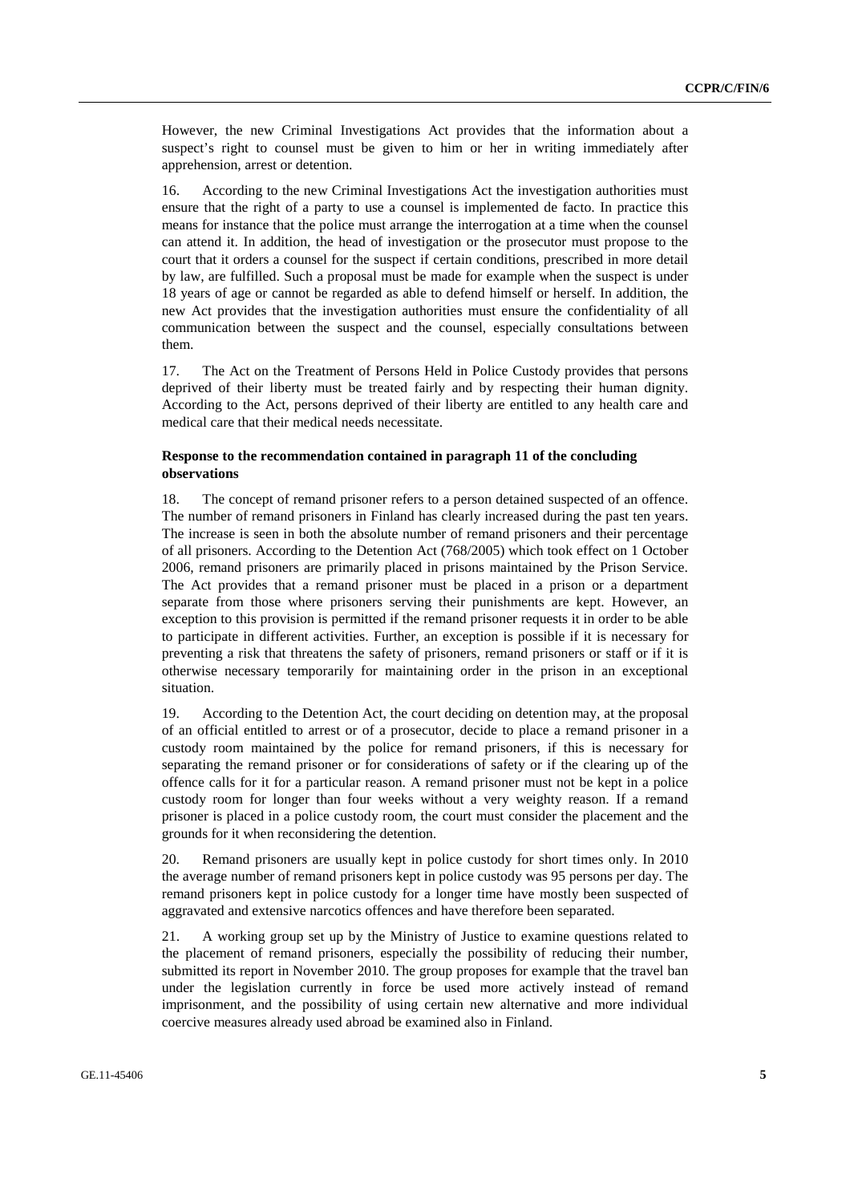However, the new Criminal Investigations Act provides that the information about a suspect's right to counsel must be given to him or her in writing immediately after apprehension, arrest or detention.

16. According to the new Criminal Investigations Act the investigation authorities must ensure that the right of a party to use a counsel is implemented de facto. In practice this means for instance that the police must arrange the interrogation at a time when the counsel can attend it. In addition, the head of investigation or the prosecutor must propose to the court that it orders a counsel for the suspect if certain conditions, prescribed in more detail by law, are fulfilled. Such a proposal must be made for example when the suspect is under 18 years of age or cannot be regarded as able to defend himself or herself. In addition, the new Act provides that the investigation authorities must ensure the confidentiality of all communication between the suspect and the counsel, especially consultations between them.

17. The Act on the Treatment of Persons Held in Police Custody provides that persons deprived of their liberty must be treated fairly and by respecting their human dignity. According to the Act, persons deprived of their liberty are entitled to any health care and medical care that their medical needs necessitate.

### Response to the recommendation contained in paragraph 11 of the concluding observations

18. The concept of remand prisoner refers to a person detained suspected of an offence. The number of remand prisoners in Finland has clearly increased during the past ten years. The increase is seen in both the absolute number of remand prisoners and their percentage of all prisoners. According to the Detention Act (768/2005) which took effect on 1 October 2006, remand prisoners are primarily placed in prisons maintained by the Prison Service. The Act provides that a remand prisoner must be placed in a prison or a department separate from those where prisoners serving their punishments are kept. However, an exception to this provision is permitted if the remand prisoner requests it in order to be able to participate in different activities. Further, an exception is possible if it is necessary for preventing a risk that threatens the safety of prisoners, remand prisoners or staff or if it is otherwise necessary temporarily for maintaining order in the prison in an exceptional situation.

19. According to the Detention Act, the court deciding on detention may, at the proposal of an official entitled to arrest or of a prosecutor, decide to place a remand prisoner in a custody room maintained by the police for remand prisoners, if this is necessary for separating the remand prisoner or for considerations of safety or if the clearing up of the offence calls for it for a particular reason. A remand prisoner must not be kept in a police custody room for longer than four weeks without a very weighty reason. If a remand prisoner is placed in a police custody room, the court must consider the placement and the grounds for it when reconsidering the detention.

20. Remand prisoners are usually kept in police custody for short times only. In 2010 the average number of remand prisoners kept in police custody was 95 persons per day. The remand prisoners kept in police custody for a longer time have mostly been suspected of aggravated and extensive narcotics offences and have therefore been separated.

21. A working group set up by the Ministry of Justice to examine questions related to the placement of remand prisoners, especially the possibility of reducing their number, submitted its report in November 2010. The group proposes for example that the travel ban under the legislation currently in force be used more actively instead of remand imprisonment, and the possibility of using certain new alternative and more individual coercive measures already used abroad be examined also in Finland.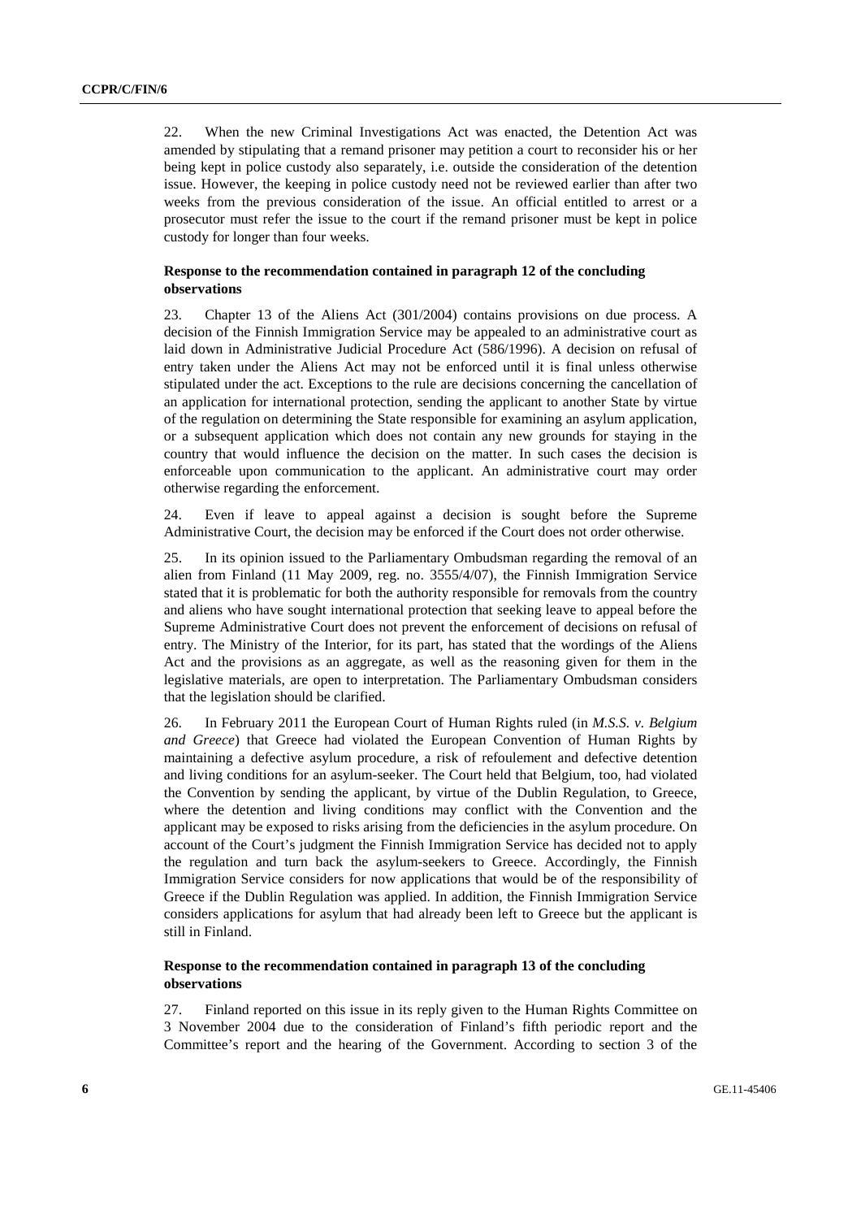22. When the new Criminal Investigations Act was enacted, the Detention Act was amended by stipulating that a remand prisoner may petition a court to reconsider his or her being kept in police custody also separately, i.e. outside the consideration of the detention issue. However, the keeping in police custody need not be reviewed earlier than after two weeks from the previous consideration of the issue. An official entitled to arrest or a prosecutor must refer the issue to the court if the remand prisoner must be kept in police custody for longer than four weeks.

### Response to the recommendation contained in paragraph 12 of the concluding observations

23. Chapter 13 of the Aliens Act (301/2004) contains provisions on due process. A decision of the Finnish Immigration Service may be appealed to an administrative court as laid down in Administrative Judicial Procedure Act (586/1996). A decision on refusal of entry taken under the Aliens Act may not be enforced until it is final unless otherwise stipulated under the act. Exceptions to the rule are decisions concerning the cancellation of an application for international protection, sending the applicant to another State by virtue of the regulation on determining the State responsible for examining an asylum application, or a subsequent application which does not contain any new grounds for staying in the country that would influence the decision on the matter. In such cases the decision is enforceable upon communication to the applicant. An administrative court may order otherwise regarding the enforcement.

24. Even if leave to appeal against a decision is sought before the Supreme Administrative Court, the decision may be enforced if the Court does not order otherwise.

25. In its opinion issued to the Parliamentary Ombudsman regarding the removal of an alien from Finland (11 May 2009, reg. no. 3555/4/07), the Finnish Immigration Service stated that it is problematic for both the authority responsible for removals from the country and aliens who have sought international protection that seeking leave to appeal before the Supreme Administrative Court does not prevent the enforcement of decisions on refusal of entry. The Ministry of the Interior, for its part, has stated that the wordings of the Aliens Act and the provisions as an aggregate, as well as the reasoning given for them in the legislative materials, are open to interpretation. The Parliamentary Ombudsman considers that the legislation should be clarified.

26. In February 2011 the European Court of Human Rights ruled (in *M.S.S. v. Belgium and Greece*) that Greece had violated the European Convention of Human Rights by maintaining a defective asylum procedure, a risk of refoulement and defective detention and living conditions for an asylum-seeker. The Court held that Belgium, too, had violated the Convention by sending the applicant, by virtue of the Dublin Regulation, to Greece, where the detention and living conditions may conflict with the Convention and the applicant may be exposed to risks arising from the deficiencies in the asylum procedure. On account of the Court's judgment the Finnish Immigration Service has decided not to apply the regulation and turn back the asylum-seekers to Greece. Accordingly, the Finnish Immigration Service considers for now applications that would be of the responsibility of Greece if the Dublin Regulation was applied. In addition, the Finnish Immigration Service considers applications for asylum that had already been left to Greece but the applicant is still in Finland.

### Response to the recommendation contained in paragraph 13 of the concluding observations

27. Finland reported on this issue in its reply given to the Human Rights Committee on 3 November 2004 due to the consideration of Finland's fifth periodic report and the Committee's report and the hearing of the Government. According to section 3 of the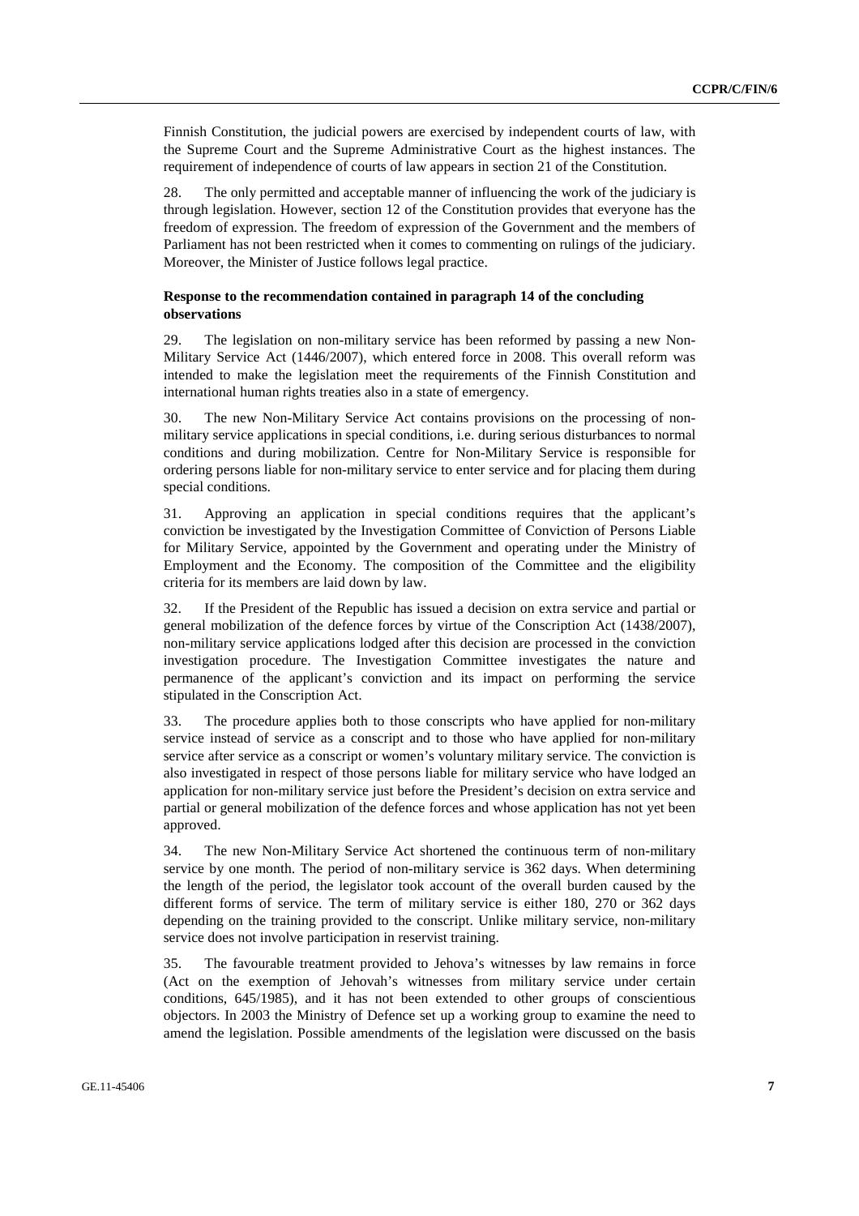Finnish Constitution, the judicial powers are exercised by independent courts of law, with the Supreme Court and the Supreme Administrative Court as the highest instances. The requirement of independence of courts of law appears in section 21 of the Constitution.

28. The only permitted and acceptable manner of influencing the work of the judiciary is through legislation. However, section 12 of the Constitution provides that everyone has the freedom of expression. The freedom of expression of the Government and the members of Parliament has not been restricted when it comes to commenting on rulings of the judiciary. Moreover, the Minister of Justice follows legal practice.

### Response to the recommendation contained in paragraph 14 of the concluding observations

29. The legislation on non-military service has been reformed by passing a new Non-Military Service Act (1446/2007), which entered force in 2008. This overall reform was intended to make the legislation meet the requirements of the Finnish Constitution and international human rights treaties also in a state of emergency.

30. The new Non-Military Service Act contains provisions on the processing of non-military service applications in special conditions, i.e. during serious disturbances to normal conditions and during mobilization. Centre for Non-Military Service is responsible for ordering persons liable for non-military service to enter service and for placing them during special conditions.

31. Approving an application in special conditions requires that the applicant's conviction be investigated by the Investigation Committee of Conviction of Persons Liable for Military Service, appointed by the Government and operating under the Ministry of Employment and the Economy. The composition of the Committee and the eligibility criteria for its members are laid down by law.

32. If the President of the Republic has issued a decision on extra service and partial or general mobilization of the defence forces by virtue of the Conscription Act (1438/2007), non-military service applications lodged after this decision are processed in the conviction investigation procedure. The Investigation Committee investigates the nature and permanence of the applicant's conviction and its impact on performing the service stipulated in the Conscription Act.

33. The procedure applies both to those conscripts who have applied for non-military service instead of service as a conscript and to those who have applied for non-military service after service as a conscript or women's voluntary military service. The conviction is also investigated in respect of those persons liable for military service who have lodged an application for non-military service just before the President's decision on extra service and partial or general mobilization of the defence forces and whose application has not yet been approved.

34. The new Non-Military Service Act shortened the continuous term of non-military service by one month. The period of non-military service is 362 days. When determining the length of the period, the legislator took account of the overall burden caused by the different forms of service. The term of military service is either 180, 270 or 362 days depending on the training provided to the conscript. Unlike military service, non-military service does not involve participation in reservist training.

35. The favourable treatment provided to Jehova's witnesses by law remains in force (Act on the exemption of Jehovah's witnesses from military service under certain conditions, 645/1985), and it has not been extended to other groups of conscientious objectors. In 2003 the Ministry of Defence set up a working group to examine the need to amend the legislation. Possible amendments of the legislation were discussed on the basis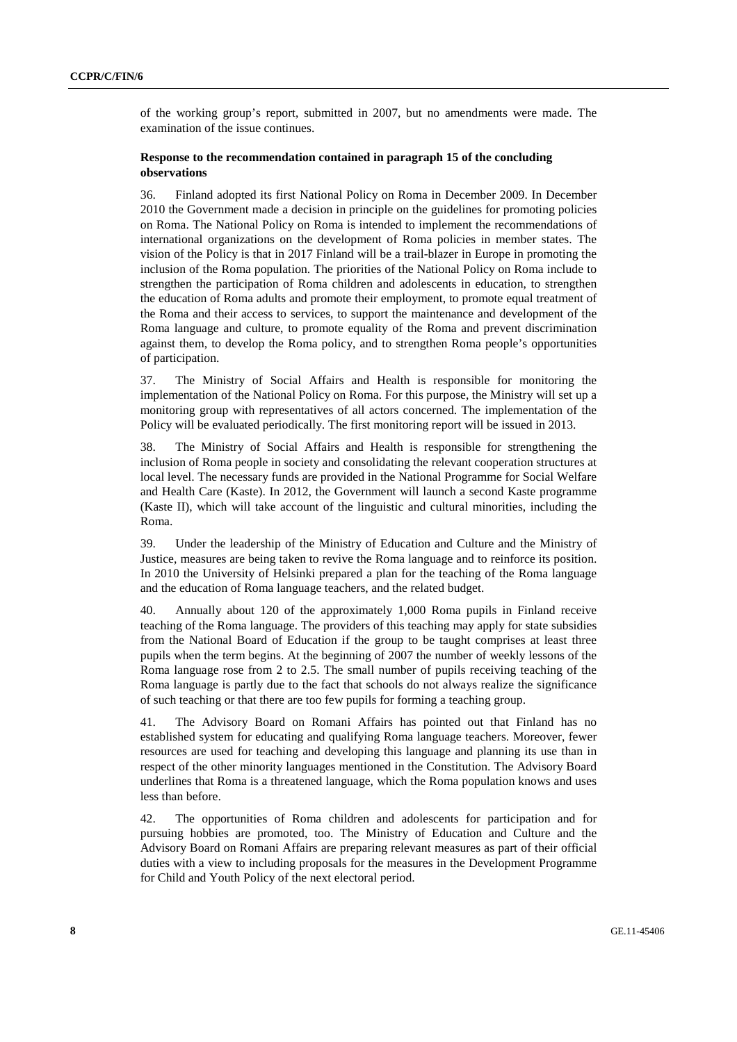of the working group's report, submitted in 2007, but no amendments were made. The examination of the issue continues.

**Response to the recommendation contained in paragraph 15 of the concluding observations**

36. Finland adopted its first National Policy on Roma in December 2009. In December 2010 the Government made a decision in principle on the guidelines for promoting policies on Roma. The National Policy on Roma is intended to implement the recommendations of international organizations on the development of Roma policies in member states. The vision of the Policy is that in 2017 Finland will be a trail-blazer in Europe in promoting the inclusion of the Roma population. The priorities of the National Policy on Roma include to strengthen the participation of Roma children and adolescents in education, to strengthen the education of Roma adults and promote their employment, to promote equal treatment of the Roma and their access to services, to support the maintenance and development of the Roma language and culture, to promote equality of the Roma and prevent discrimination against them, to develop the Roma policy, and to strengthen Roma people's opportunities of participation.

37. The Ministry of Social Affairs and Health is responsible for monitoring the implementation of the National Policy on Roma. For this purpose, the Ministry will set up a monitoring group with representatives of all actors concerned. The implementation of the Policy will be evaluated periodically. The first monitoring report will be issued in 2013.

38. The Ministry of Social Affairs and Health is responsible for strengthening the inclusion of Roma people in society and consolidating the relevant cooperation structures at local level. The necessary funds are provided in the National Programme for Social Welfare and Health Care (Kaste). In 2012, the Government will launch a second Kaste programme (Kaste II), which will take account of the linguistic and cultural minorities, including the Roma.

39. Under the leadership of the Ministry of Education and Culture and the Ministry of Justice, measures are being taken to revive the Roma language and to reinforce its position. In 2010 the University of Helsinki prepared a plan for the teaching of the Roma language and the education of Roma language teachers, and the related budget.

40. Annually about 120 of the approximately 1,000 Roma pupils in Finland receive teaching of the Roma language. The providers of this teaching may apply for state subsidies from the National Board of Education if the group to be taught comprises at least three pupils when the term begins. At the beginning of 2007 the number of weekly lessons of the Roma language rose from 2 to 2.5. The small number of pupils receiving teaching of the Roma language is partly due to the fact that schools do not always realize the significance of such teaching or that there are too few pupils for forming a teaching group.

41. The Advisory Board on Romani Affairs has pointed out that Finland has no established system for educating and qualifying Roma language teachers. Moreover, fewer resources are used for teaching and developing this language and planning its use than in respect of the other minority languages mentioned in the Constitution. The Advisory Board underlines that Roma is a threatened language, which the Roma population knows and uses less than before.

42. The opportunities of Roma children and adolescents for participation and for pursuing hobbies are promoted, too. The Ministry of Education and Culture and the Advisory Board on Romani Affairs are preparing relevant measures as part of their official duties with a view to including proposals for the measures in the Development Programme for Child and Youth Policy of the next electoral period.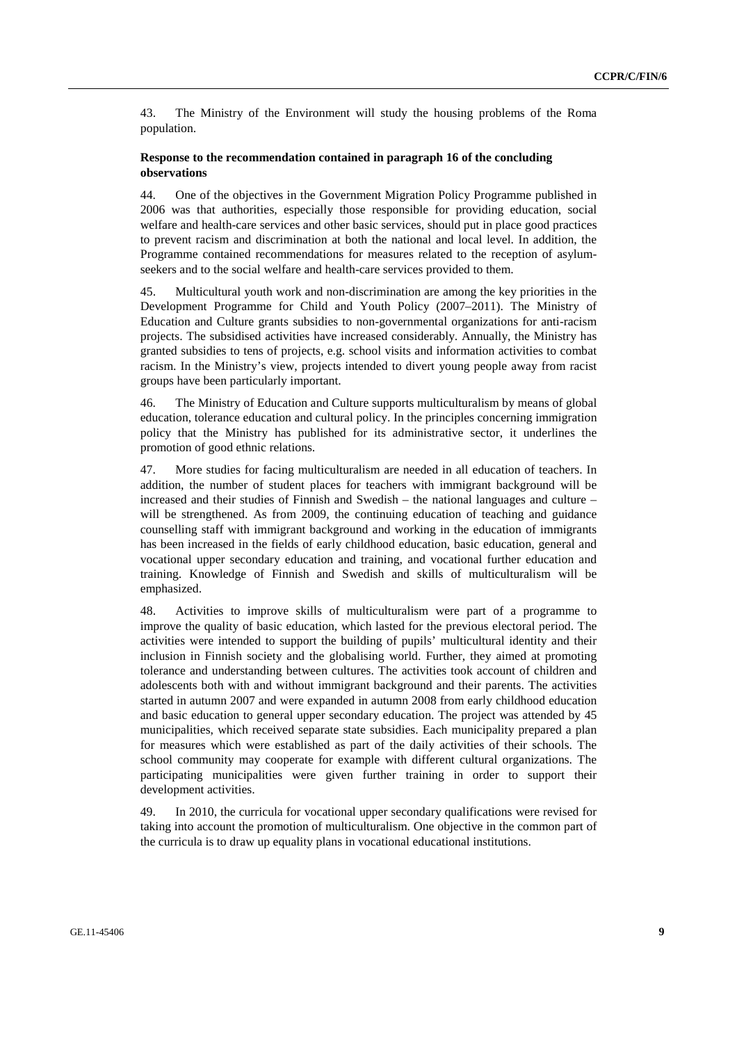43. The Ministry of the Environment will study the housing problems of the Roma population.

**Response to the recommendation contained in paragraph 16 of the concluding observations**

44. One of the objectives in the Government Migration Policy Programme published in 2006 was that authorities, especially those responsible for providing education, social welfare and health-care services and other basic services, should put in place good practices to prevent racism and discrimination at both the national and local level. In addition, the Programme contained recommendations for measures related to the reception of asylum-seekers and to the social welfare and health-care services provided to them.

45. Multicultural youth work and non-discrimination are among the key priorities in the Development Programme for Child and Youth Policy (2007–2011). The Ministry of Education and Culture grants subsidies to non-governmental organizations for anti-racism projects. The subsidised activities have increased considerably. Annually, the Ministry has granted subsidies to tens of projects, e.g. school visits and information activities to combat racism. In the Ministry's view, projects intended to divert young people away from racist groups have been particularly important.

46. The Ministry of Education and Culture supports multiculturalism by means of global education, tolerance education and cultural policy. In the principles concerning immigration policy that the Ministry has published for its administrative sector, it underlines the promotion of good ethnic relations.

47. More studies for facing multiculturalism are needed in all education of teachers. In addition, the number of student places for teachers with immigrant background will be increased and their studies of Finnish and Swedish – the national languages and culture – will be strengthened. As from 2009, the continuing education of teaching and guidance counselling staff with immigrant background and working in the education of immigrants has been increased in the fields of early childhood education, basic education, general and vocational upper secondary education and training, and vocational further education and training. Knowledge of Finnish and Swedish and skills of multiculturalism will be emphasized.

48. Activities to improve skills of multiculturalism were part of a programme to improve the quality of basic education, which lasted for the previous electoral period. The activities were intended to support the building of pupils' multicultural identity and their inclusion in Finnish society and the globalising world. Further, they aimed at promoting tolerance and understanding between cultures. The activities took account of children and adolescents both with and without immigrant background and their parents. The activities started in autumn 2007 and were expanded in autumn 2008 from early childhood education and basic education to general upper secondary education. The project was attended by 45 municipalities, which received separate state subsidies. Each municipality prepared a plan for measures which were established as part of the daily activities of their schools. The school community may cooperate for example with different cultural organizations. The participating municipalities were given further training in order to support their development activities.

49. In 2010, the curricula for vocational upper secondary qualifications were revised for taking into account the promotion of multiculturalism. One objective in the common part of the curricula is to draw up equality plans in vocational educational institutions.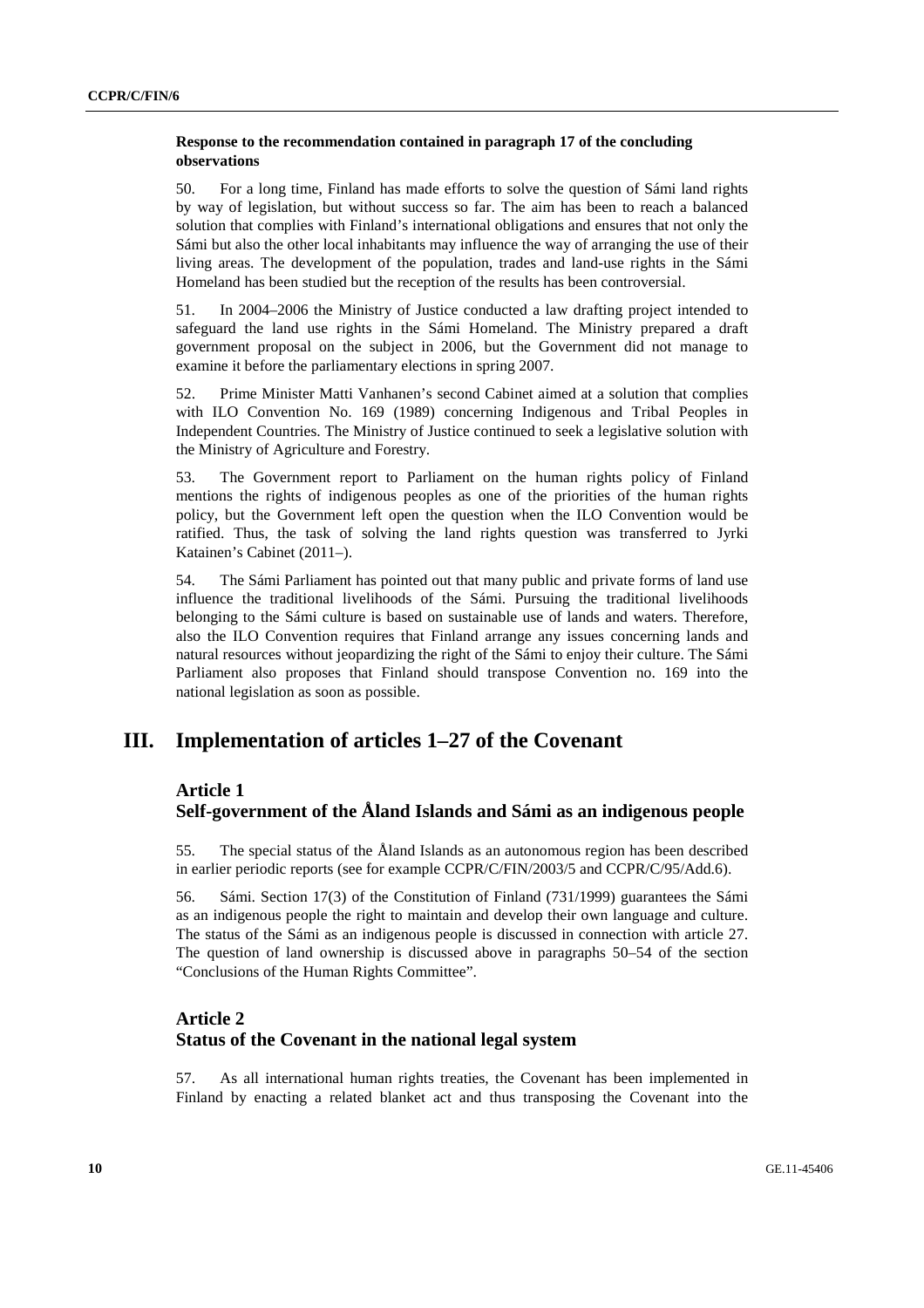**Response to the recommendation contained in paragraph 17 of the concluding observations**

50. For a long time, Finland has made efforts to solve the question of Sámi land rights by way of legislation, but without success so far. The aim has been to reach a balanced solution that complies with Finland's international obligations and ensures that not only the Sámi but also the other local inhabitants may influence the way of arranging the use of their living areas. The development of the population, trades and land-use rights in the Sámi Homeland has been studied but the reception of the results has been controversial.

51. In 2004–2006 the Ministry of Justice conducted a law drafting project intended to safeguard the land use rights in the Sámi Homeland. The Ministry prepared a draft government proposal on the subject in 2006, but the Government did not manage to examine it before the parliamentary elections in spring 2007.

52. Prime Minister Matti Vanhanen's second Cabinet aimed at a solution that complies with ILO Convention No. 169 (1989) concerning Indigenous and Tribal Peoples in Independent Countries. The Ministry of Justice continued to seek a legislative solution with the Ministry of Agriculture and Forestry.

53. The Government report to Parliament on the human rights policy of Finland mentions the rights of indigenous peoples as one of the priorities of the human rights policy, but the Government left open the question when the ILO Convention would be ratified. Thus, the task of solving the land rights question was transferred to Jyrki Katainen's Cabinet (2011–).

54. The Sámi Parliament has pointed out that many public and private forms of land use influence the traditional livelihoods of the Sámi. Pursuing the traditional livelihoods belonging to the Sámi culture is based on sustainable use of lands and waters. Therefore, also the ILO Convention requires that Finland arrange any issues concerning lands and natural resources without jeopardizing the right of the Sámi to enjoy their culture. The Sámi Parliament also proposes that Finland should transpose Convention no. 169 into the national legislation as soon as possible.

# III. Implementation of articles 1–27 of the Covenant

## Article 1
## Self-government of the Åland Islands and Sámi as an indigenous people

55. The special status of the Åland Islands as an autonomous region has been described in earlier periodic reports (see for example CCPR/C/FIN/2003/5 and CCPR/C/95/Add.6).

56. Sámi. Section 17(3) of the Constitution of Finland (731/1999) guarantees the Sámi as an indigenous people the right to maintain and develop their own language and culture. The status of the Sámi as an indigenous people is discussed in connection with article 27. The question of land ownership is discussed above in paragraphs 50–54 of the section "Conclusions of the Human Rights Committee".

## Article 2
## Status of the Covenant in the national legal system

57. As all international human rights treaties, the Covenant has been implemented in Finland by enacting a related blanket act and thus transposing the Covenant into the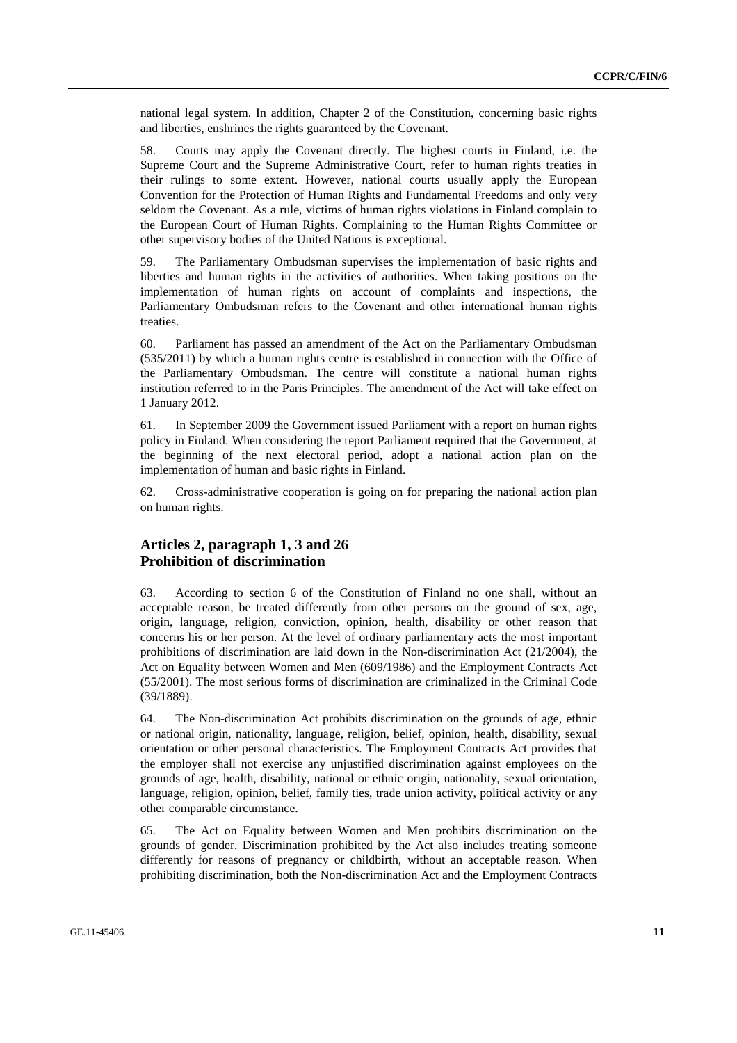national legal system. In addition, Chapter 2 of the Constitution, concerning basic rights and liberties, enshrines the rights guaranteed by the Covenant.

58. Courts may apply the Covenant directly. The highest courts in Finland, i.e. the Supreme Court and the Supreme Administrative Court, refer to human rights treaties in their rulings to some extent. However, national courts usually apply the European Convention for the Protection of Human Rights and Fundamental Freedoms and only very seldom the Covenant. As a rule, victims of human rights violations in Finland complain to the European Court of Human Rights. Complaining to the Human Rights Committee or other supervisory bodies of the United Nations is exceptional.

59. The Parliamentary Ombudsman supervises the implementation of basic rights and liberties and human rights in the activities of authorities. When taking positions on the implementation of human rights on account of complaints and inspections, the Parliamentary Ombudsman refers to the Covenant and other international human rights treaties.

60. Parliament has passed an amendment of the Act on the Parliamentary Ombudsman (535/2011) by which a human rights centre is established in connection with the Office of the Parliamentary Ombudsman. The centre will constitute a national human rights institution referred to in the Paris Principles. The amendment of the Act will take effect on 1 January 2012.

61. In September 2009 the Government issued Parliament with a report on human rights policy in Finland. When considering the report Parliament required that the Government, at the beginning of the next electoral period, adopt a national action plan on the implementation of human and basic rights in Finland.

62. Cross-administrative cooperation is going on for preparing the national action plan on human rights.

## Articles 2, paragraph 1, 3 and 26
## Prohibition of discrimination

63. According to section 6 of the Constitution of Finland no one shall, without an acceptable reason, be treated differently from other persons on the ground of sex, age, origin, language, religion, conviction, opinion, health, disability or other reason that concerns his or her person. At the level of ordinary parliamentary acts the most important prohibitions of discrimination are laid down in the Non-discrimination Act (21/2004), the Act on Equality between Women and Men (609/1986) and the Employment Contracts Act (55/2001). The most serious forms of discrimination are criminalized in the Criminal Code (39/1889).

64. The Non-discrimination Act prohibits discrimination on the grounds of age, ethnic or national origin, nationality, language, religion, belief, opinion, health, disability, sexual orientation or other personal characteristics. The Employment Contracts Act provides that the employer shall not exercise any unjustified discrimination against employees on the grounds of age, health, disability, national or ethnic origin, nationality, sexual orientation, language, religion, opinion, belief, family ties, trade union activity, political activity or any other comparable circumstance.

65. The Act on Equality between Women and Men prohibits discrimination on the grounds of gender. Discrimination prohibited by the Act also includes treating someone differently for reasons of pregnancy or childbirth, without an acceptable reason. When prohibiting discrimination, both the Non-discrimination Act and the Employment Contracts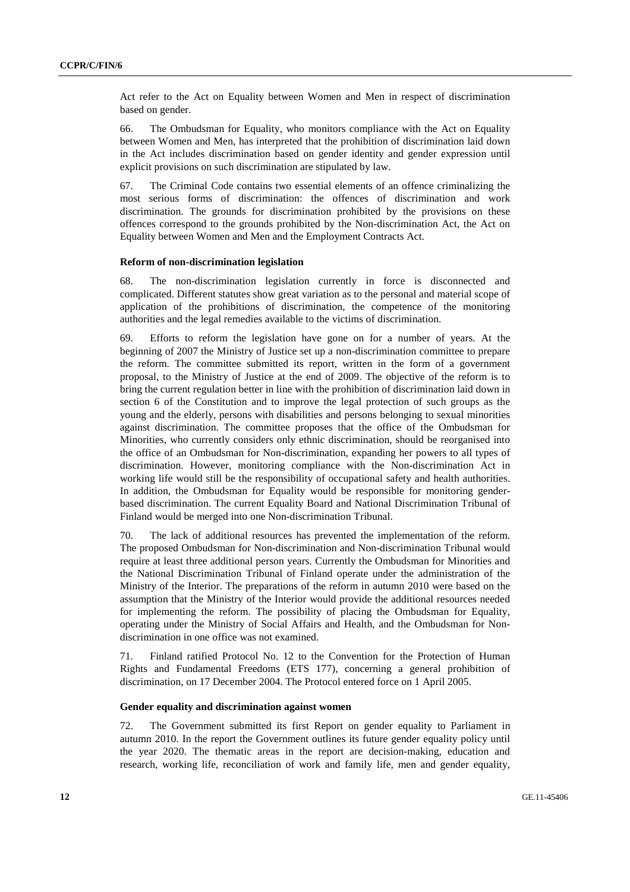Act refer to the Act on Equality between Women and Men in respect of discrimination based on gender.

66. The Ombudsman for Equality, who monitors compliance with the Act on Equality between Women and Men, has interpreted that the prohibition of discrimination laid down in the Act includes discrimination based on gender identity and gender expression until explicit provisions on such discrimination are stipulated by law.

67. The Criminal Code contains two essential elements of an offence criminalizing the most serious forms of discrimination: the offences of discrimination and work discrimination. The grounds for discrimination prohibited by the provisions on these offences correspond to the grounds prohibited by the Non-discrimination Act, the Act on Equality between Women and Men and the Employment Contracts Act.

### Reform of non-discrimination legislation

68. The non-discrimination legislation currently in force is disconnected and complicated. Different statutes show great variation as to the personal and material scope of application of the prohibitions of discrimination, the competence of the monitoring authorities and the legal remedies available to the victims of discrimination.

69. Efforts to reform the legislation have gone on for a number of years. At the beginning of 2007 the Ministry of Justice set up a non-discrimination committee to prepare the reform. The committee submitted its report, written in the form of a government proposal, to the Ministry of Justice at the end of 2009. The objective of the reform is to bring the current regulation better in line with the prohibition of discrimination laid down in section 6 of the Constitution and to improve the legal protection of such groups as the young and the elderly, persons with disabilities and persons belonging to sexual minorities against discrimination. The committee proposes that the office of the Ombudsman for Minorities, who currently considers only ethnic discrimination, should be reorganised into the office of an Ombudsman for Non-discrimination, expanding her powers to all types of discrimination. However, monitoring compliance with the Non-discrimination Act in working life would still be the responsibility of occupational safety and health authorities. In addition, the Ombudsman for Equality would be responsible for monitoring gender-based discrimination. The current Equality Board and National Discrimination Tribunal of Finland would be merged into one Non-discrimination Tribunal.

70. The lack of additional resources has prevented the implementation of the reform. The proposed Ombudsman for Non-discrimination and Non-discrimination Tribunal would require at least three additional person years. Currently the Ombudsman for Minorities and the National Discrimination Tribunal of Finland operate under the administration of the Ministry of the Interior. The preparations of the reform in autumn 2010 were based on the assumption that the Ministry of the Interior would provide the additional resources needed for implementing the reform. The possibility of placing the Ombudsman for Equality, operating under the Ministry of Social Affairs and Health, and the Ombudsman for Non-discrimination in one office was not examined.

71. Finland ratified Protocol No. 12 to the Convention for the Protection of Human Rights and Fundamental Freedoms (ETS 177), concerning a general prohibition of discrimination, on 17 December 2004. The Protocol entered force on 1 April 2005.

### Gender equality and discrimination against women

72. The Government submitted its first Report on gender equality to Parliament in autumn 2010. In the report the Government outlines its future gender equality policy until the year 2020. The thematic areas in the report are decision-making, education and research, working life, reconciliation of work and family life, men and gender equality,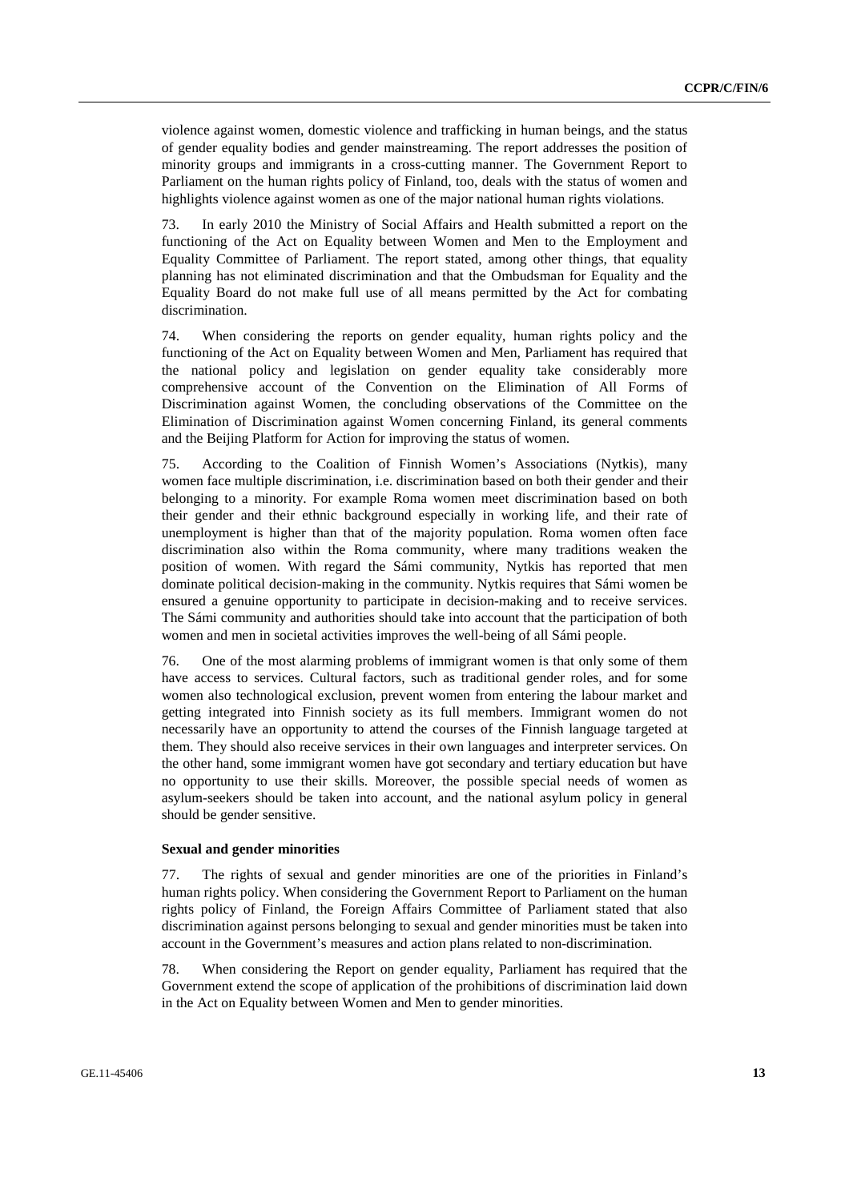violence against women, domestic violence and trafficking in human beings, and the status of gender equality bodies and gender mainstreaming. The report addresses the position of minority groups and immigrants in a cross-cutting manner. The Government Report to Parliament on the human rights policy of Finland, too, deals with the status of women and highlights violence against women as one of the major national human rights violations.

73. In early 2010 the Ministry of Social Affairs and Health submitted a report on the functioning of the Act on Equality between Women and Men to the Employment and Equality Committee of Parliament. The report stated, among other things, that equality planning has not eliminated discrimination and that the Ombudsman for Equality and the Equality Board do not make full use of all means permitted by the Act for combating discrimination.

74. When considering the reports on gender equality, human rights policy and the functioning of the Act on Equality between Women and Men, Parliament has required that the national policy and legislation on gender equality take considerably more comprehensive account of the Convention on the Elimination of All Forms of Discrimination against Women, the concluding observations of the Committee on the Elimination of Discrimination against Women concerning Finland, its general comments and the Beijing Platform for Action for improving the status of women.

75. According to the Coalition of Finnish Women's Associations (Nytkis), many women face multiple discrimination, i.e. discrimination based on both their gender and their belonging to a minority. For example Roma women meet discrimination based on both their gender and their ethnic background especially in working life, and their rate of unemployment is higher than that of the majority population. Roma women often face discrimination also within the Roma community, where many traditions weaken the position of women. With regard the Sámi community, Nytkis has reported that men dominate political decision-making in the community. Nytkis requires that Sámi women be ensured a genuine opportunity to participate in decision-making and to receive services. The Sámi community and authorities should take into account that the participation of both women and men in societal activities improves the well-being of all Sámi people.

76. One of the most alarming problems of immigrant women is that only some of them have access to services. Cultural factors, such as traditional gender roles, and for some women also technological exclusion, prevent women from entering the labour market and getting integrated into Finnish society as its full members. Immigrant women do not necessarily have an opportunity to attend the courses of the Finnish language targeted at them. They should also receive services in their own languages and interpreter services. On the other hand, some immigrant women have got secondary and tertiary education but have no opportunity to use their skills. Moreover, the possible special needs of women as asylum-seekers should be taken into account, and the national asylum policy in general should be gender sensitive.

**Sexual and gender minorities**

77. The rights of sexual and gender minorities are one of the priorities in Finland's human rights policy. When considering the Government Report to Parliament on the human rights policy of Finland, the Foreign Affairs Committee of Parliament stated that also discrimination against persons belonging to sexual and gender minorities must be taken into account in the Government's measures and action plans related to non-discrimination.

78. When considering the Report on gender equality, Parliament has required that the Government extend the scope of application of the prohibitions of discrimination laid down in the Act on Equality between Women and Men to gender minorities.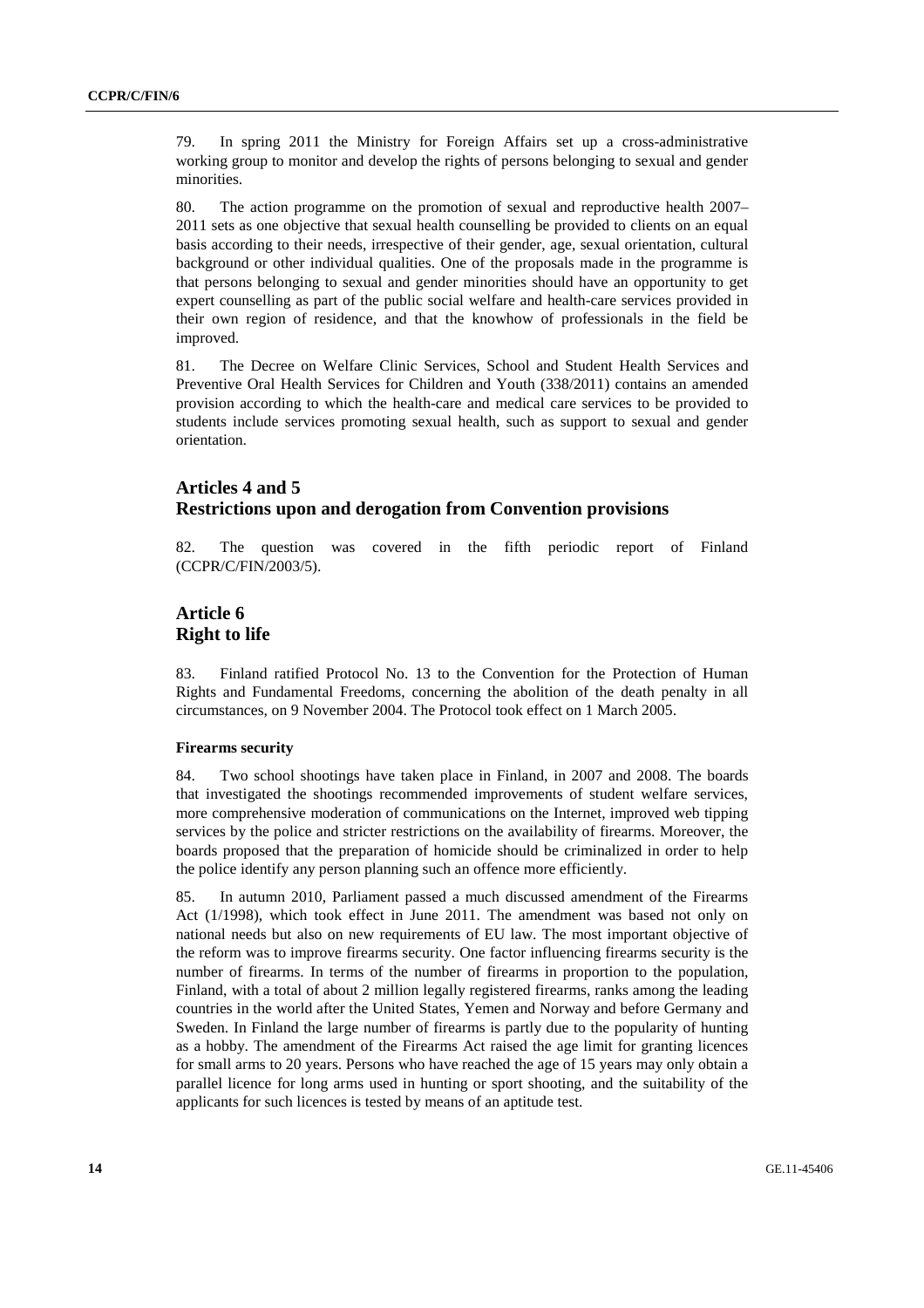79. In spring 2011 the Ministry for Foreign Affairs set up a cross-administrative working group to monitor and develop the rights of persons belonging to sexual and gender minorities.

80. The action programme on the promotion of sexual and reproductive health 2007–2011 sets as one objective that sexual health counselling be provided to clients on an equal basis according to their needs, irrespective of their gender, age, sexual orientation, cultural background or other individual qualities. One of the proposals made in the programme is that persons belonging to sexual and gender minorities should have an opportunity to get expert counselling as part of the public social welfare and health-care services provided in their own region of residence, and that the knowhow of professionals in the field be improved.

81. The Decree on Welfare Clinic Services, School and Student Health Services and Preventive Oral Health Services for Children and Youth (338/2011) contains an amended provision according to which the health-care and medical care services to be provided to students include services promoting sexual health, such as support to sexual and gender orientation.

## Articles 4 and 5
## Restrictions upon and derogation from Convention provisions

82. The question was covered in the fifth periodic report of Finland (CCPR/C/FIN/2003/5).

## Article 6
## Right to life

83. Finland ratified Protocol No. 13 to the Convention for the Protection of Human Rights and Fundamental Freedoms, concerning the abolition of the death penalty in all circumstances, on 9 November 2004. The Protocol took effect on 1 March 2005.

### Firearms security

84. Two school shootings have taken place in Finland, in 2007 and 2008. The boards that investigated the shootings recommended improvements of student welfare services, more comprehensive moderation of communications on the Internet, improved web tipping services by the police and stricter restrictions on the availability of firearms. Moreover, the boards proposed that the preparation of homicide should be criminalized in order to help the police identify any person planning such an offence more efficiently.

85. In autumn 2010, Parliament passed a much discussed amendment of the Firearms Act (1/1998), which took effect in June 2011. The amendment was based not only on national needs but also on new requirements of EU law. The most important objective of the reform was to improve firearms security. One factor influencing firearms security is the number of firearms. In terms of the number of firearms in proportion to the population, Finland, with a total of about 2 million legally registered firearms, ranks among the leading countries in the world after the United States, Yemen and Norway and before Germany and Sweden. In Finland the large number of firearms is partly due to the popularity of hunting as a hobby. The amendment of the Firearms Act raised the age limit for granting licences for small arms to 20 years. Persons who have reached the age of 15 years may only obtain a parallel licence for long arms used in hunting or sport shooting, and the suitability of the applicants for such licences is tested by means of an aptitude test.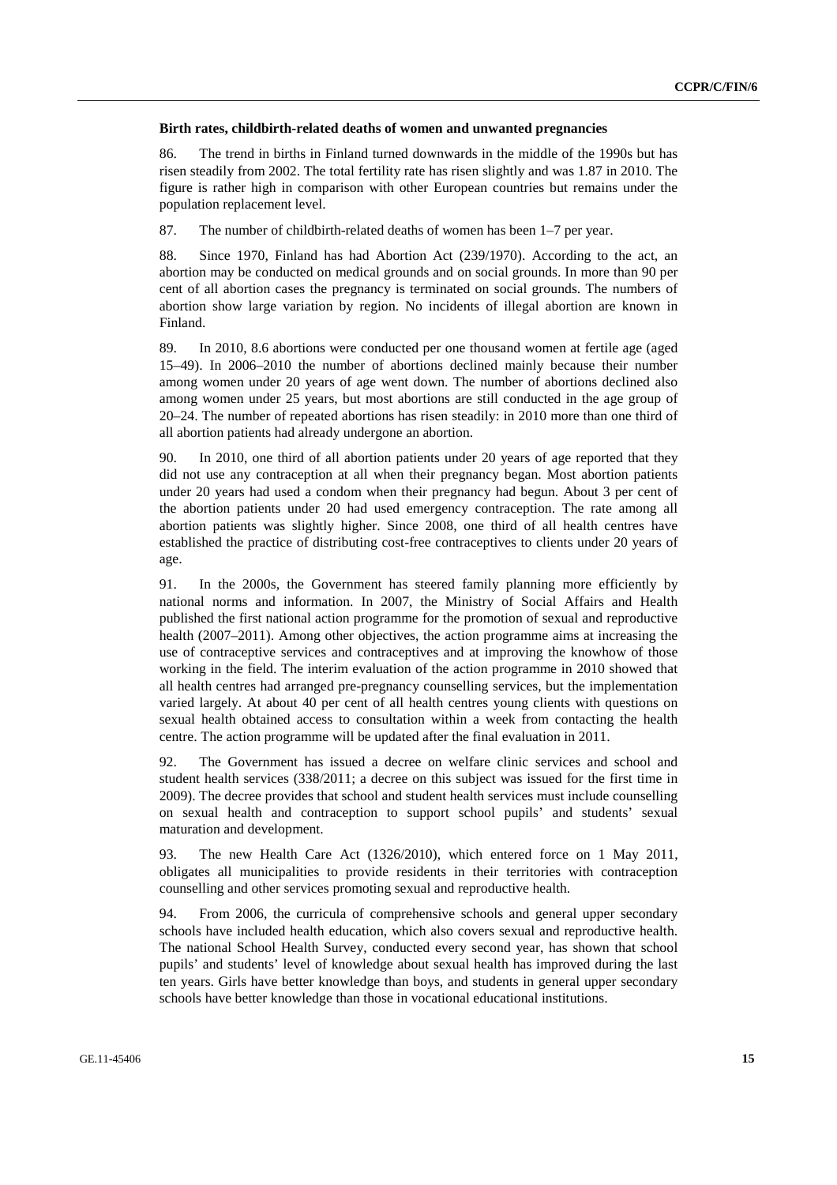**Birth rates, childbirth-related deaths of women and unwanted pregnancies**

86. The trend in births in Finland turned downwards in the middle of the 1990s but has risen steadily from 2002. The total fertility rate has risen slightly and was 1.87 in 2010. The figure is rather high in comparison with other European countries but remains under the population replacement level.

87. The number of childbirth-related deaths of women has been 1–7 per year.

88. Since 1970, Finland has had Abortion Act (239/1970). According to the act, an abortion may be conducted on medical grounds and on social grounds. In more than 90 per cent of all abortion cases the pregnancy is terminated on social grounds. The numbers of abortion show large variation by region. No incidents of illegal abortion are known in Finland.

89. In 2010, 8.6 abortions were conducted per one thousand women at fertile age (aged 15–49). In 2006–2010 the number of abortions declined mainly because their number among women under 20 years of age went down. The number of abortions declined also among women under 25 years, but most abortions are still conducted in the age group of 20–24. The number of repeated abortions has risen steadily: in 2010 more than one third of all abortion patients had already undergone an abortion.

90. In 2010, one third of all abortion patients under 20 years of age reported that they did not use any contraception at all when their pregnancy began. Most abortion patients under 20 years had used a condom when their pregnancy had begun. About 3 per cent of the abortion patients under 20 had used emergency contraception. The rate among all abortion patients was slightly higher. Since 2008, one third of all health centres have established the practice of distributing cost-free contraceptives to clients under 20 years of age.

91. In the 2000s, the Government has steered family planning more efficiently by national norms and information. In 2007, the Ministry of Social Affairs and Health published the first national action programme for the promotion of sexual and reproductive health (2007–2011). Among other objectives, the action programme aims at increasing the use of contraceptive services and contraceptives and at improving the knowhow of those working in the field. The interim evaluation of the action programme in 2010 showed that all health centres had arranged pre-pregnancy counselling services, but the implementation varied largely. At about 40 per cent of all health centres young clients with questions on sexual health obtained access to consultation within a week from contacting the health centre. The action programme will be updated after the final evaluation in 2011.

92. The Government has issued a decree on welfare clinic services and school and student health services (338/2011; a decree on this subject was issued for the first time in 2009). The decree provides that school and student health services must include counselling on sexual health and contraception to support school pupils' and students' sexual maturation and development.

93. The new Health Care Act (1326/2010), which entered force on 1 May 2011, obligates all municipalities to provide residents in their territories with contraception counselling and other services promoting sexual and reproductive health.

94. From 2006, the curricula of comprehensive schools and general upper secondary schools have included health education, which also covers sexual and reproductive health. The national School Health Survey, conducted every second year, has shown that school pupils' and students' level of knowledge about sexual health has improved during the last ten years. Girls have better knowledge than boys, and students in general upper secondary schools have better knowledge than those in vocational educational institutions.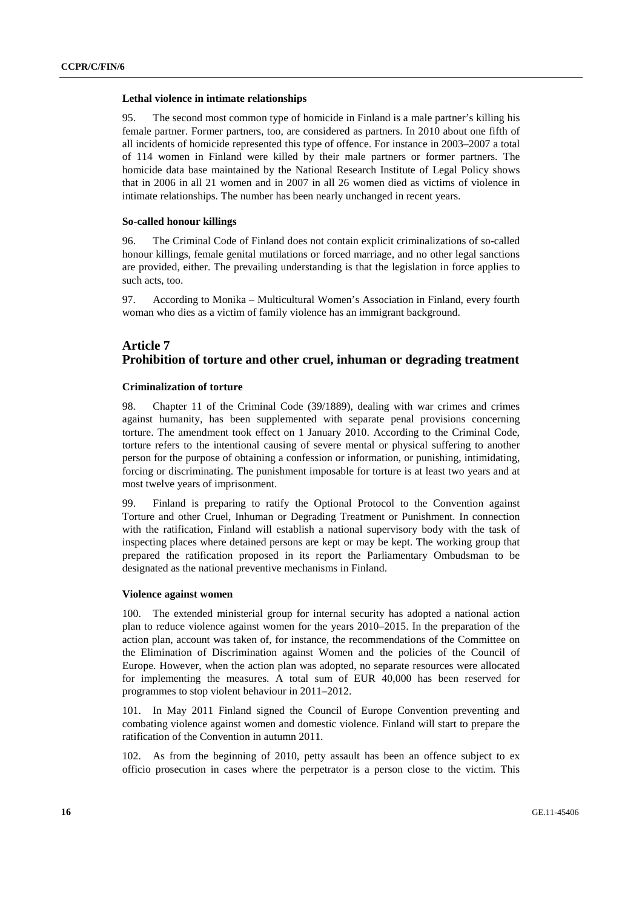#### Lethal violence in intimate relationships

95. The second most common type of homicide in Finland is a male partner's killing his female partner. Former partners, too, are considered as partners. In 2010 about one fifth of all incidents of homicide represented this type of offence. For instance in 2003–2007 a total of 114 women in Finland were killed by their male partners or former partners. The homicide data base maintained by the National Research Institute of Legal Policy shows that in 2006 in all 21 women and in 2007 in all 26 women died as victims of violence in intimate relationships. The number has been nearly unchanged in recent years.

#### So-called honour killings

96. The Criminal Code of Finland does not contain explicit criminalizations of so-called honour killings, female genital mutilations or forced marriage, and no other legal sanctions are provided, either. The prevailing understanding is that the legislation in force applies to such acts, too.

97. According to Monika – Multicultural Women's Association in Finland, every fourth woman who dies as a victim of family violence has an immigrant background.

## Article 7
## Prohibition of torture and other cruel, inhuman or degrading treatment

#### Criminalization of torture

98. Chapter 11 of the Criminal Code (39/1889), dealing with war crimes and crimes against humanity, has been supplemented with separate penal provisions concerning torture. The amendment took effect on 1 January 2010. According to the Criminal Code, torture refers to the intentional causing of severe mental or physical suffering to another person for the purpose of obtaining a confession or information, or punishing, intimidating, forcing or discriminating. The punishment imposable for torture is at least two years and at most twelve years of imprisonment.

99. Finland is preparing to ratify the Optional Protocol to the Convention against Torture and other Cruel, Inhuman or Degrading Treatment or Punishment. In connection with the ratification, Finland will establish a national supervisory body with the task of inspecting places where detained persons are kept or may be kept. The working group that prepared the ratification proposed in its report the Parliamentary Ombudsman to be designated as the national preventive mechanisms in Finland.

#### Violence against women

100. The extended ministerial group for internal security has adopted a national action plan to reduce violence against women for the years 2010–2015. In the preparation of the action plan, account was taken of, for instance, the recommendations of the Committee on the Elimination of Discrimination against Women and the policies of the Council of Europe. However, when the action plan was adopted, no separate resources were allocated for implementing the measures. A total sum of EUR 40,000 has been reserved for programmes to stop violent behaviour in 2011–2012.

101. In May 2011 Finland signed the Council of Europe Convention preventing and combating violence against women and domestic violence. Finland will start to prepare the ratification of the Convention in autumn 2011.

102. As from the beginning of 2010, petty assault has been an offence subject to ex officio prosecution in cases where the perpetrator is a person close to the victim. This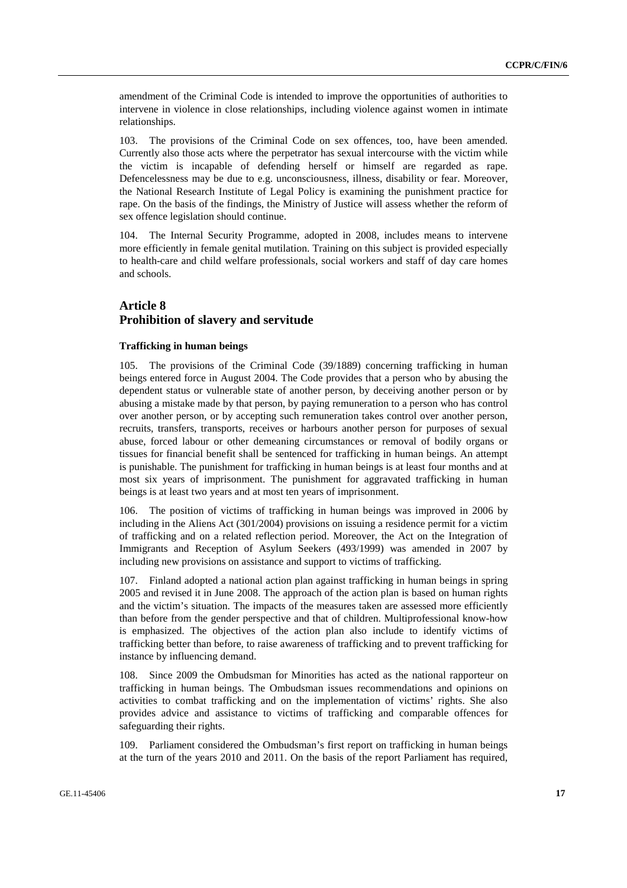amendment of the Criminal Code is intended to improve the opportunities of authorities to intervene in violence in close relationships, including violence against women in intimate relationships.

103. The provisions of the Criminal Code on sex offences, too, have been amended. Currently also those acts where the perpetrator has sexual intercourse with the victim while the victim is incapable of defending herself or himself are regarded as rape. Defencelessness may be due to e.g. unconsciousness, illness, disability or fear. Moreover, the National Research Institute of Legal Policy is examining the punishment practice for rape. On the basis of the findings, the Ministry of Justice will assess whether the reform of sex offence legislation should continue.

104. The Internal Security Programme, adopted in 2008, includes means to intervene more efficiently in female genital mutilation. Training on this subject is provided especially to health-care and child welfare professionals, social workers and staff of day care homes and schools.

## Article 8
## Prohibition of slavery and servitude

### Trafficking in human beings

105. The provisions of the Criminal Code (39/1889) concerning trafficking in human beings entered force in August 2004. The Code provides that a person who by abusing the dependent status or vulnerable state of another person, by deceiving another person or by abusing a mistake made by that person, by paying remuneration to a person who has control over another person, or by accepting such remuneration takes control over another person, recruits, transfers, transports, receives or harbours another person for purposes of sexual abuse, forced labour or other demeaning circumstances or removal of bodily organs or tissues for financial benefit shall be sentenced for trafficking in human beings. An attempt is punishable. The punishment for trafficking in human beings is at least four months and at most six years of imprisonment. The punishment for aggravated trafficking in human beings is at least two years and at most ten years of imprisonment.

106. The position of victims of trafficking in human beings was improved in 2006 by including in the Aliens Act (301/2004) provisions on issuing a residence permit for a victim of trafficking and on a related reflection period. Moreover, the Act on the Integration of Immigrants and Reception of Asylum Seekers (493/1999) was amended in 2007 by including new provisions on assistance and support to victims of trafficking.

107. Finland adopted a national action plan against trafficking in human beings in spring 2005 and revised it in June 2008. The approach of the action plan is based on human rights and the victim's situation. The impacts of the measures taken are assessed more efficiently than before from the gender perspective and that of children. Multiprofessional know-how is emphasized. The objectives of the action plan also include to identify victims of trafficking better than before, to raise awareness of trafficking and to prevent trafficking for instance by influencing demand.

108. Since 2009 the Ombudsman for Minorities has acted as the national rapporteur on trafficking in human beings. The Ombudsman issues recommendations and opinions on activities to combat trafficking and on the implementation of victims' rights. She also provides advice and assistance to victims of trafficking and comparable offences for safeguarding their rights.

109. Parliament considered the Ombudsman's first report on trafficking in human beings at the turn of the years 2010 and 2011. On the basis of the report Parliament has required,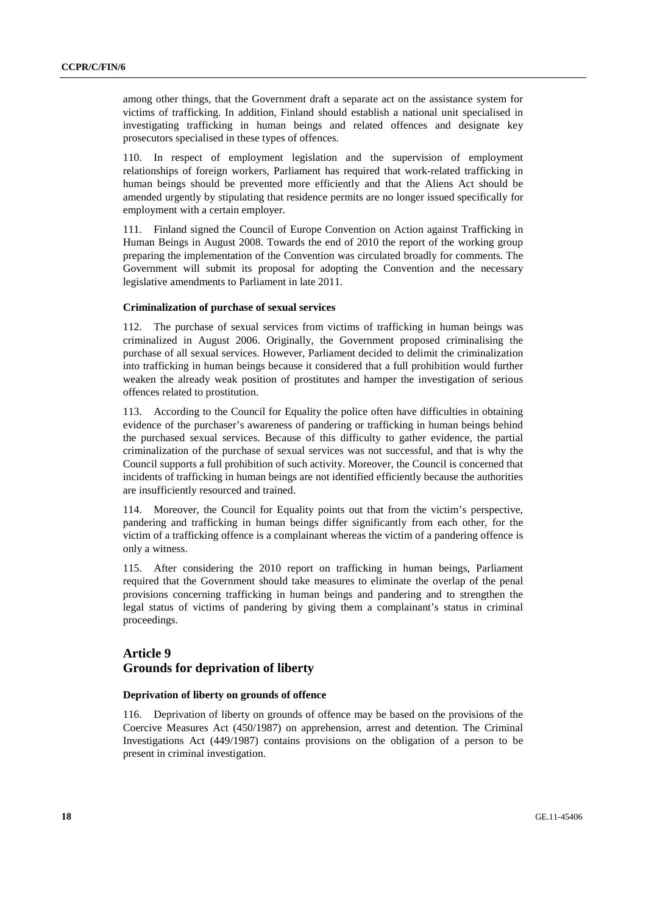among other things, that the Government draft a separate act on the assistance system for victims of trafficking. In addition, Finland should establish a national unit specialised in investigating trafficking in human beings and related offences and designate key prosecutors specialised in these types of offences.

110. In respect of employment legislation and the supervision of employment relationships of foreign workers, Parliament has required that work-related trafficking in human beings should be prevented more efficiently and that the Aliens Act should be amended urgently by stipulating that residence permits are no longer issued specifically for employment with a certain employer.

111. Finland signed the Council of Europe Convention on Action against Trafficking in Human Beings in August 2008. Towards the end of 2010 the report of the working group preparing the implementation of the Convention was circulated broadly for comments. The Government will submit its proposal for adopting the Convention and the necessary legislative amendments to Parliament in late 2011.

#### Criminalization of purchase of sexual services

112. The purchase of sexual services from victims of trafficking in human beings was criminalized in August 2006. Originally, the Government proposed criminalising the purchase of all sexual services. However, Parliament decided to delimit the criminalization into trafficking in human beings because it considered that a full prohibition would further weaken the already weak position of prostitutes and hamper the investigation of serious offences related to prostitution.

113. According to the Council for Equality the police often have difficulties in obtaining evidence of the purchaser's awareness of pandering or trafficking in human beings behind the purchased sexual services. Because of this difficulty to gather evidence, the partial criminalization of the purchase of sexual services was not successful, and that is why the Council supports a full prohibition of such activity. Moreover, the Council is concerned that incidents of trafficking in human beings are not identified efficiently because the authorities are insufficiently resourced and trained.

114. Moreover, the Council for Equality points out that from the victim's perspective, pandering and trafficking in human beings differ significantly from each other, for the victim of a trafficking offence is a complainant whereas the victim of a pandering offence is only a witness.

115. After considering the 2010 report on trafficking in human beings, Parliament required that the Government should take measures to eliminate the overlap of the penal provisions concerning trafficking in human beings and pandering and to strengthen the legal status of victims of pandering by giving them a complainant's status in criminal proceedings.

## Article 9
## Grounds for deprivation of liberty

#### Deprivation of liberty on grounds of offence

116. Deprivation of liberty on grounds of offence may be based on the provisions of the Coercive Measures Act (450/1987) on apprehension, arrest and detention. The Criminal Investigations Act (449/1987) contains provisions on the obligation of a person to be present in criminal investigation.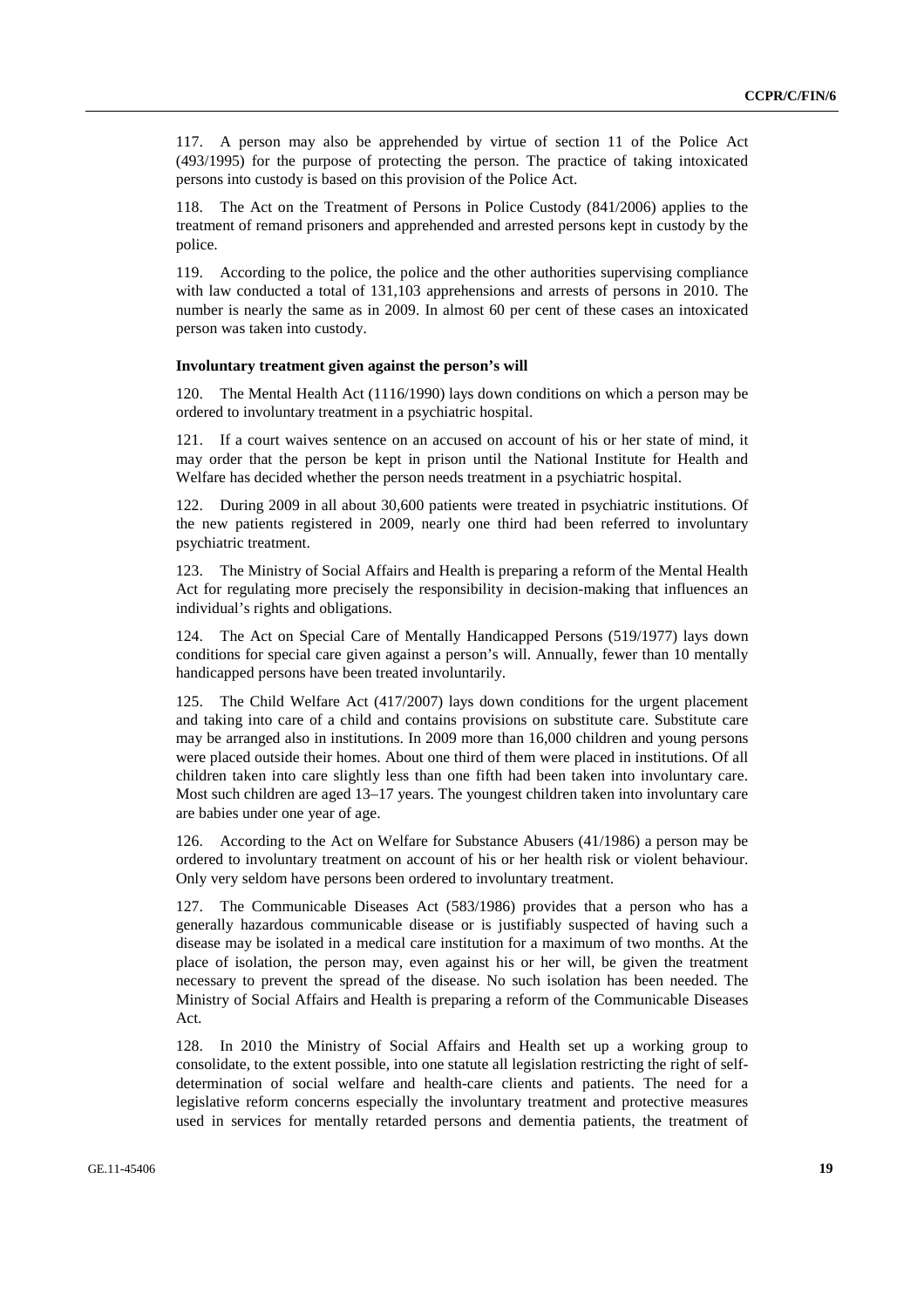117. A person may also be apprehended by virtue of section 11 of the Police Act (493/1995) for the purpose of protecting the person. The practice of taking intoxicated persons into custody is based on this provision of the Police Act.

118. The Act on the Treatment of Persons in Police Custody (841/2006) applies to the treatment of remand prisoners and apprehended and arrested persons kept in custody by the police.

119. According to the police, the police and the other authorities supervising compliance with law conducted a total of 131,103 apprehensions and arrests of persons in 2010. The number is nearly the same as in 2009. In almost 60 per cent of these cases an intoxicated person was taken into custody.

**Involuntary treatment given against the person's will**

120. The Mental Health Act (1116/1990) lays down conditions on which a person may be ordered to involuntary treatment in a psychiatric hospital.

121. If a court waives sentence on an accused on account of his or her state of mind, it may order that the person be kept in prison until the National Institute for Health and Welfare has decided whether the person needs treatment in a psychiatric hospital.

122. During 2009 in all about 30,600 patients were treated in psychiatric institutions. Of the new patients registered in 2009, nearly one third had been referred to involuntary psychiatric treatment.

123. The Ministry of Social Affairs and Health is preparing a reform of the Mental Health Act for regulating more precisely the responsibility in decision-making that influences an individual's rights and obligations.

124. The Act on Special Care of Mentally Handicapped Persons (519/1977) lays down conditions for special care given against a person's will. Annually, fewer than 10 mentally handicapped persons have been treated involuntarily.

125. The Child Welfare Act (417/2007) lays down conditions for the urgent placement and taking into care of a child and contains provisions on substitute care. Substitute care may be arranged also in institutions. In 2009 more than 16,000 children and young persons were placed outside their homes. About one third of them were placed in institutions. Of all children taken into care slightly less than one fifth had been taken into involuntary care. Most such children are aged 13–17 years. The youngest children taken into involuntary care are babies under one year of age.

126. According to the Act on Welfare for Substance Abusers (41/1986) a person may be ordered to involuntary treatment on account of his or her health risk or violent behaviour. Only very seldom have persons been ordered to involuntary treatment.

127. The Communicable Diseases Act (583/1986) provides that a person who has a generally hazardous communicable disease or is justifiably suspected of having such a disease may be isolated in a medical care institution for a maximum of two months. At the place of isolation, the person may, even against his or her will, be given the treatment necessary to prevent the spread of the disease. No such isolation has been needed. The Ministry of Social Affairs and Health is preparing a reform of the Communicable Diseases Act.

128. In 2010 the Ministry of Social Affairs and Health set up a working group to consolidate, to the extent possible, into one statute all legislation restricting the right of self-determination of social welfare and health-care clients and patients. The need for a legislative reform concerns especially the involuntary treatment and protective measures used in services for mentally retarded persons and dementia patients, the treatment of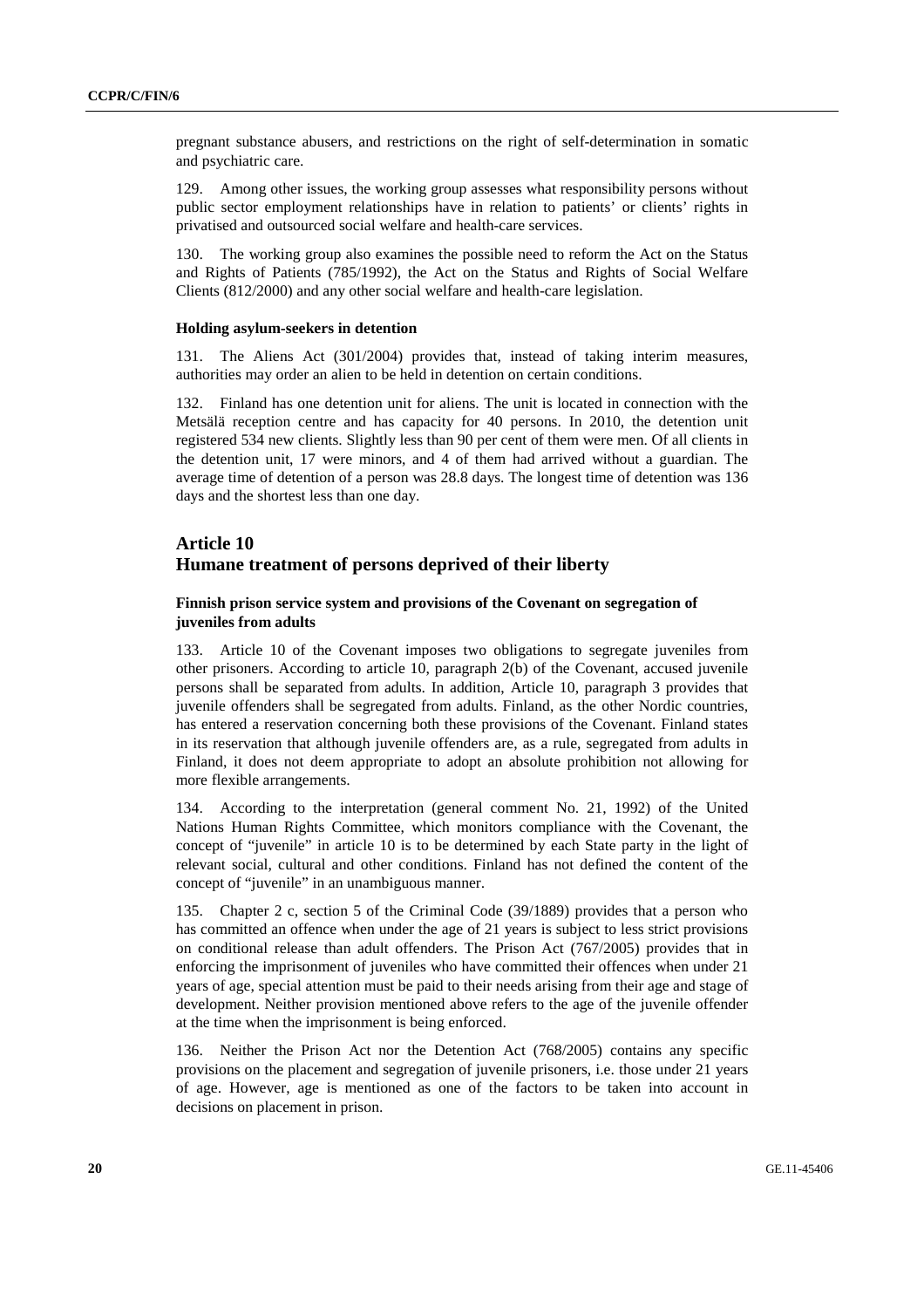pregnant substance abusers, and restrictions on the right of self-determination in somatic and psychiatric care.

129. Among other issues, the working group assesses what responsibility persons without public sector employment relationships have in relation to patients' or clients' rights in privatised and outsourced social welfare and health-care services.

130. The working group also examines the possible need to reform the Act on the Status and Rights of Patients (785/1992), the Act on the Status and Rights of Social Welfare Clients (812/2000) and any other social welfare and health-care legislation.

#### Holding asylum-seekers in detention

131. The Aliens Act (301/2004) provides that, instead of taking interim measures, authorities may order an alien to be held in detention on certain conditions.

132. Finland has one detention unit for aliens. The unit is located in connection with the Metsälä reception centre and has capacity for 40 persons. In 2010, the detention unit registered 534 new clients. Slightly less than 90 per cent of them were men. Of all clients in the detention unit, 17 were minors, and 4 of them had arrived without a guardian. The average time of detention of a person was 28.8 days. The longest time of detention was 136 days and the shortest less than one day.

## Article 10
## Humane treatment of persons deprived of their liberty

#### Finnish prison service system and provisions of the Covenant on segregation of juveniles from adults

133. Article 10 of the Covenant imposes two obligations to segregate juveniles from other prisoners. According to article 10, paragraph 2(b) of the Covenant, accused juvenile persons shall be separated from adults. In addition, Article 10, paragraph 3 provides that juvenile offenders shall be segregated from adults. Finland, as the other Nordic countries, has entered a reservation concerning both these provisions of the Covenant. Finland states in its reservation that although juvenile offenders are, as a rule, segregated from adults in Finland, it does not deem appropriate to adopt an absolute prohibition not allowing for more flexible arrangements.

134. According to the interpretation (general comment No. 21, 1992) of the United Nations Human Rights Committee, which monitors compliance with the Covenant, the concept of "juvenile" in article 10 is to be determined by each State party in the light of relevant social, cultural and other conditions. Finland has not defined the content of the concept of "juvenile" in an unambiguous manner.

135. Chapter 2 c, section 5 of the Criminal Code (39/1889) provides that a person who has committed an offence when under the age of 21 years is subject to less strict provisions on conditional release than adult offenders. The Prison Act (767/2005) provides that in enforcing the imprisonment of juveniles who have committed their offences when under 21 years of age, special attention must be paid to their needs arising from their age and stage of development. Neither provision mentioned above refers to the age of the juvenile offender at the time when the imprisonment is being enforced.

136. Neither the Prison Act nor the Detention Act (768/2005) contains any specific provisions on the placement and segregation of juvenile prisoners, i.e. those under 21 years of age. However, age is mentioned as one of the factors to be taken into account in decisions on placement in prison.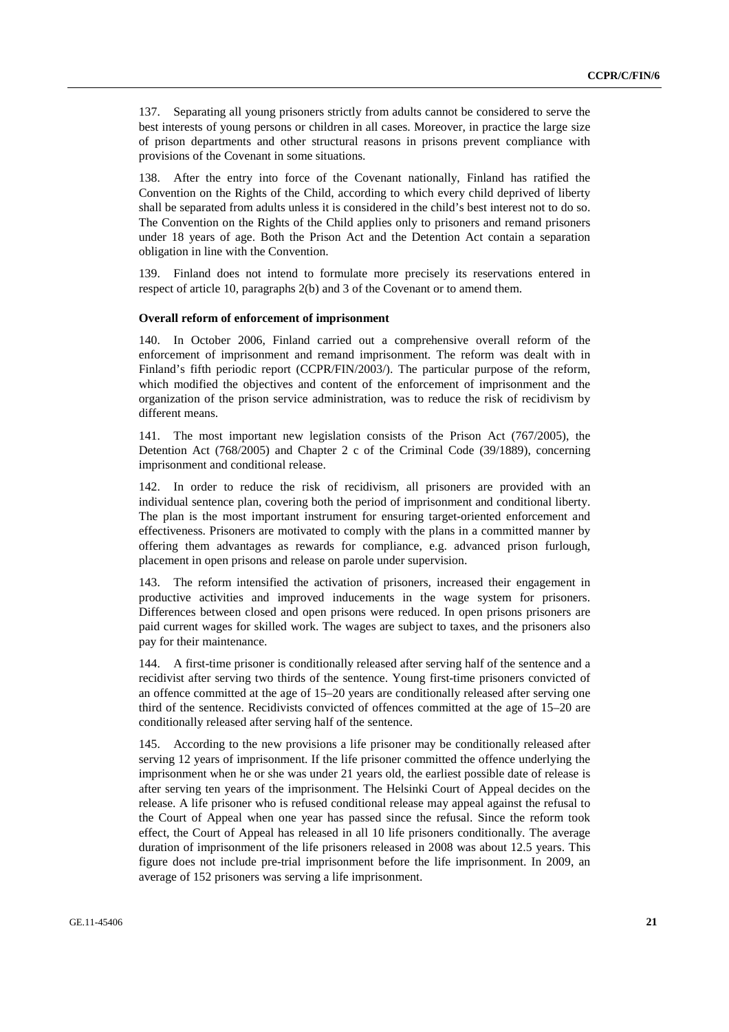137. Separating all young prisoners strictly from adults cannot be considered to serve the best interests of young persons or children in all cases. Moreover, in practice the large size of prison departments and other structural reasons in prisons prevent compliance with provisions of the Covenant in some situations.

138. After the entry into force of the Covenant nationally, Finland has ratified the Convention on the Rights of the Child, according to which every child deprived of liberty shall be separated from adults unless it is considered in the child's best interest not to do so. The Convention on the Rights of the Child applies only to prisoners and remand prisoners under 18 years of age. Both the Prison Act and the Detention Act contain a separation obligation in line with the Convention.

139. Finland does not intend to formulate more precisely its reservations entered in respect of article 10, paragraphs 2(b) and 3 of the Covenant or to amend them.

**Overall reform of enforcement of imprisonment**

140. In October 2006, Finland carried out a comprehensive overall reform of the enforcement of imprisonment and remand imprisonment. The reform was dealt with in Finland's fifth periodic report (CCPR/FIN/2003/). The particular purpose of the reform, which modified the objectives and content of the enforcement of imprisonment and the organization of the prison service administration, was to reduce the risk of recidivism by different means.

141. The most important new legislation consists of the Prison Act (767/2005), the Detention Act (768/2005) and Chapter 2 c of the Criminal Code (39/1889), concerning imprisonment and conditional release.

142. In order to reduce the risk of recidivism, all prisoners are provided with an individual sentence plan, covering both the period of imprisonment and conditional liberty. The plan is the most important instrument for ensuring target-oriented enforcement and effectiveness. Prisoners are motivated to comply with the plans in a committed manner by offering them advantages as rewards for compliance, e.g. advanced prison furlough, placement in open prisons and release on parole under supervision.

143. The reform intensified the activation of prisoners, increased their engagement in productive activities and improved inducements in the wage system for prisoners. Differences between closed and open prisons were reduced. In open prisons prisoners are paid current wages for skilled work. The wages are subject to taxes, and the prisoners also pay for their maintenance.

144. A first-time prisoner is conditionally released after serving half of the sentence and a recidivist after serving two thirds of the sentence. Young first-time prisoners convicted of an offence committed at the age of 15–20 years are conditionally released after serving one third of the sentence. Recidivists convicted of offences committed at the age of 15–20 are conditionally released after serving half of the sentence.

145. According to the new provisions a life prisoner may be conditionally released after serving 12 years of imprisonment. If the life prisoner committed the offence underlying the imprisonment when he or she was under 21 years old, the earliest possible date of release is after serving ten years of the imprisonment. The Helsinki Court of Appeal decides on the release. A life prisoner who is refused conditional release may appeal against the refusal to the Court of Appeal when one year has passed since the refusal. Since the reform took effect, the Court of Appeal has released in all 10 life prisoners conditionally. The average duration of imprisonment of the life prisoners released in 2008 was about 12.5 years. This figure does not include pre-trial imprisonment before the life imprisonment. In 2009, an average of 152 prisoners was serving a life imprisonment.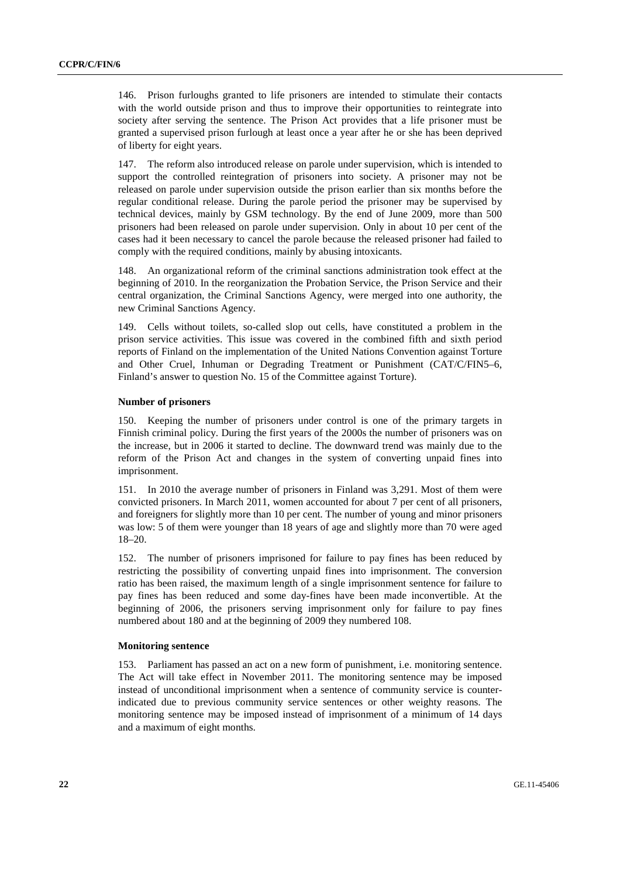146. Prison furloughs granted to life prisoners are intended to stimulate their contacts with the world outside prison and thus to improve their opportunities to reintegrate into society after serving the sentence. The Prison Act provides that a life prisoner must be granted a supervised prison furlough at least once a year after he or she has been deprived of liberty for eight years.

147. The reform also introduced release on parole under supervision, which is intended to support the controlled reintegration of prisoners into society. A prisoner may not be released on parole under supervision outside the prison earlier than six months before the regular conditional release. During the parole period the prisoner may be supervised by technical devices, mainly by GSM technology. By the end of June 2009, more than 500 prisoners had been released on parole under supervision. Only in about 10 per cent of the cases had it been necessary to cancel the parole because the released prisoner had failed to comply with the required conditions, mainly by abusing intoxicants.

148. An organizational reform of the criminal sanctions administration took effect at the beginning of 2010. In the reorganization the Probation Service, the Prison Service and their central organization, the Criminal Sanctions Agency, were merged into one authority, the new Criminal Sanctions Agency.

149. Cells without toilets, so-called slop out cells, have constituted a problem in the prison service activities. This issue was covered in the combined fifth and sixth period reports of Finland on the implementation of the United Nations Convention against Torture and Other Cruel, Inhuman or Degrading Treatment or Punishment (CAT/C/FIN5–6, Finland's answer to question No. 15 of the Committee against Torture).

**Number of prisoners**

150. Keeping the number of prisoners under control is one of the primary targets in Finnish criminal policy. During the first years of the 2000s the number of prisoners was on the increase, but in 2006 it started to decline. The downward trend was mainly due to the reform of the Prison Act and changes in the system of converting unpaid fines into imprisonment.

151. In 2010 the average number of prisoners in Finland was 3,291. Most of them were convicted prisoners. In March 2011, women accounted for about 7 per cent of all prisoners, and foreigners for slightly more than 10 per cent. The number of young and minor prisoners was low: 5 of them were younger than 18 years of age and slightly more than 70 were aged 18–20.

152. The number of prisoners imprisoned for failure to pay fines has been reduced by restricting the possibility of converting unpaid fines into imprisonment. The conversion ratio has been raised, the maximum length of a single imprisonment sentence for failure to pay fines has been reduced and some day-fines have been made inconvertible. At the beginning of 2006, the prisoners serving imprisonment only for failure to pay fines numbered about 180 and at the beginning of 2009 they numbered 108.

**Monitoring sentence**

153. Parliament has passed an act on a new form of punishment, i.e. monitoring sentence. The Act will take effect in November 2011. The monitoring sentence may be imposed instead of unconditional imprisonment when a sentence of community service is counter-indicated due to previous community service sentences or other weighty reasons. The monitoring sentence may be imposed instead of imprisonment of a minimum of 14 days and a maximum of eight months.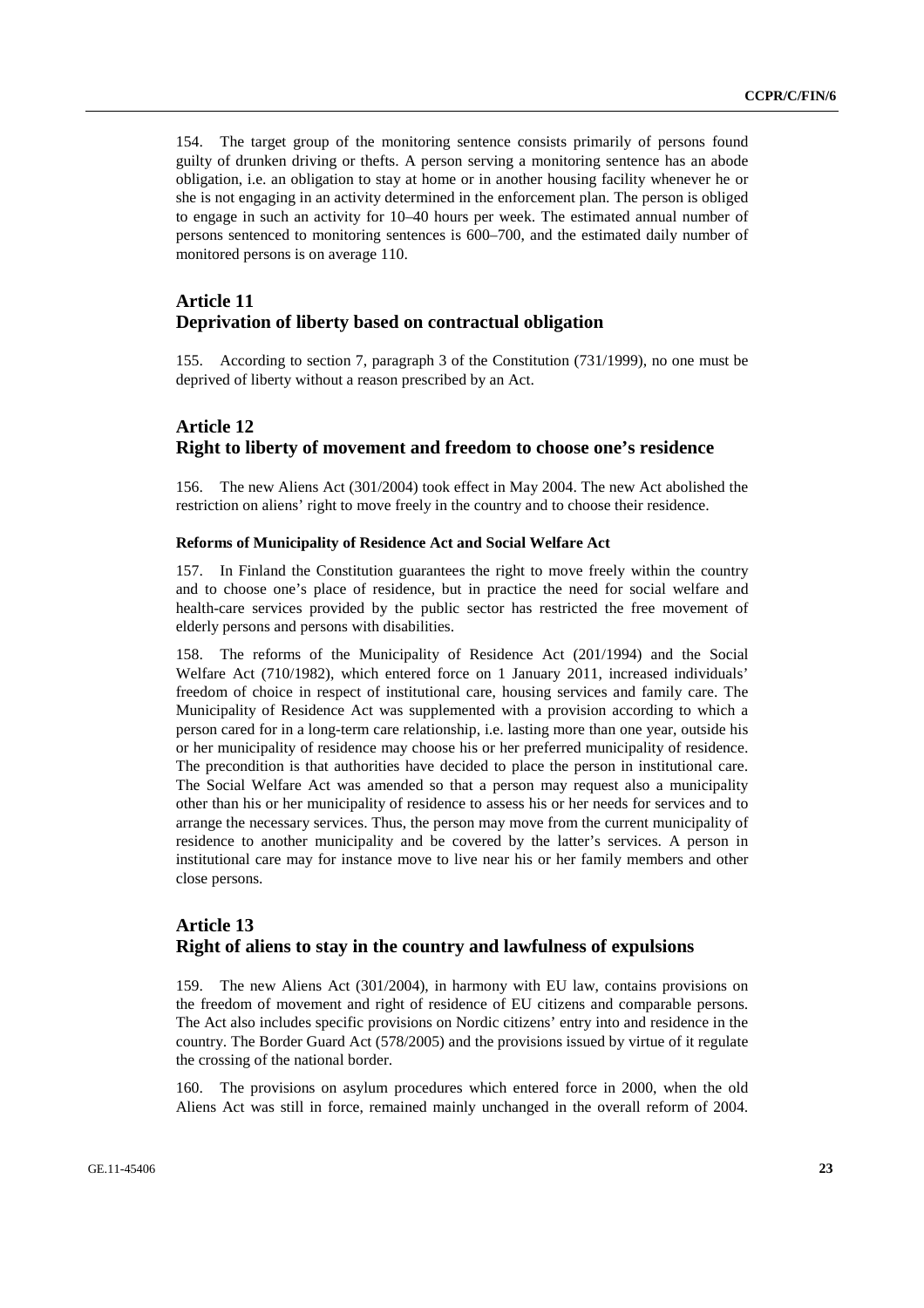154. The target group of the monitoring sentence consists primarily of persons found guilty of drunken driving or thefts. A person serving a monitoring sentence has an abode obligation, i.e. an obligation to stay at home or in another housing facility whenever he or she is not engaging in an activity determined in the enforcement plan. The person is obliged to engage in such an activity for 10–40 hours per week. The estimated annual number of persons sentenced to monitoring sentences is 600–700, and the estimated daily number of monitored persons is on average 110.

## Article 11
## Deprivation of liberty based on contractual obligation

155. According to section 7, paragraph 3 of the Constitution (731/1999), no one must be deprived of liberty without a reason prescribed by an Act.

## Article 12
## Right to liberty of movement and freedom to choose one's residence

156. The new Aliens Act (301/2004) took effect in May 2004. The new Act abolished the restriction on aliens' right to move freely in the country and to choose their residence.

#### Reforms of Municipality of Residence Act and Social Welfare Act

157. In Finland the Constitution guarantees the right to move freely within the country and to choose one's place of residence, but in practice the need for social welfare and health-care services provided by the public sector has restricted the free movement of elderly persons and persons with disabilities.

158. The reforms of the Municipality of Residence Act (201/1994) and the Social Welfare Act (710/1982), which entered force on 1 January 2011, increased individuals' freedom of choice in respect of institutional care, housing services and family care. The Municipality of Residence Act was supplemented with a provision according to which a person cared for in a long-term care relationship, i.e. lasting more than one year, outside his or her municipality of residence may choose his or her preferred municipality of residence. The precondition is that authorities have decided to place the person in institutional care. The Social Welfare Act was amended so that a person may request also a municipality other than his or her municipality of residence to assess his or her needs for services and to arrange the necessary services. Thus, the person may move from the current municipality of residence to another municipality and be covered by the latter's services. A person in institutional care may for instance move to live near his or her family members and other close persons.

## Article 13
## Right of aliens to stay in the country and lawfulness of expulsions

159. The new Aliens Act (301/2004), in harmony with EU law, contains provisions on the freedom of movement and right of residence of EU citizens and comparable persons. The Act also includes specific provisions on Nordic citizens' entry into and residence in the country. The Border Guard Act (578/2005) and the provisions issued by virtue of it regulate the crossing of the national border.

160. The provisions on asylum procedures which entered force in 2000, when the old Aliens Act was still in force, remained mainly unchanged in the overall reform of 2004.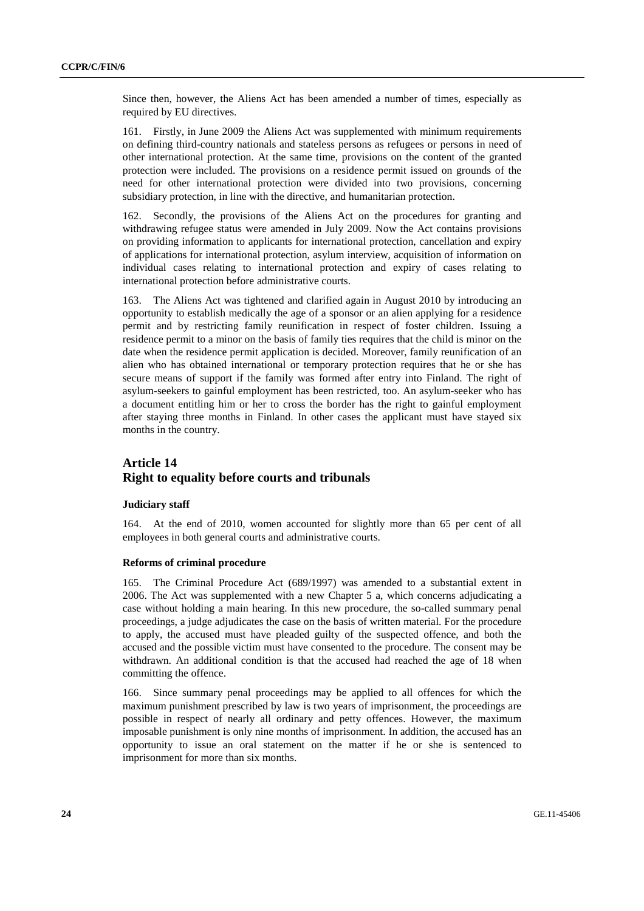Since then, however, the Aliens Act has been amended a number of times, especially as required by EU directives.

161. Firstly, in June 2009 the Aliens Act was supplemented with minimum requirements on defining third-country nationals and stateless persons as refugees or persons in need of other international protection. At the same time, provisions on the content of the granted protection were included. The provisions on a residence permit issued on grounds of the need for other international protection were divided into two provisions, concerning subsidiary protection, in line with the directive, and humanitarian protection.

162. Secondly, the provisions of the Aliens Act on the procedures for granting and withdrawing refugee status were amended in July 2009. Now the Act contains provisions on providing information to applicants for international protection, cancellation and expiry of applications for international protection, asylum interview, acquisition of information on individual cases relating to international protection and expiry of cases relating to international protection before administrative courts.

163. The Aliens Act was tightened and clarified again in August 2010 by introducing an opportunity to establish medically the age of a sponsor or an alien applying for a residence permit and by restricting family reunification in respect of foster children. Issuing a residence permit to a minor on the basis of family ties requires that the child is minor on the date when the residence permit application is decided. Moreover, family reunification of an alien who has obtained international or temporary protection requires that he or she has secure means of support if the family was formed after entry into Finland. The right of asylum-seekers to gainful employment has been restricted, too. An asylum-seeker who has a document entitling him or her to cross the border has the right to gainful employment after staying three months in Finland. In other cases the applicant must have stayed six months in the country.

## Article 14
## Right to equality before courts and tribunals

### Judiciary staff

164. At the end of 2010, women accounted for slightly more than 65 per cent of all employees in both general courts and administrative courts.

### Reforms of criminal procedure

165. The Criminal Procedure Act (689/1997) was amended to a substantial extent in 2006. The Act was supplemented with a new Chapter 5 a, which concerns adjudicating a case without holding a main hearing. In this new procedure, the so-called summary penal proceedings, a judge adjudicates the case on the basis of written material. For the procedure to apply, the accused must have pleaded guilty of the suspected offence, and both the accused and the possible victim must have consented to the procedure. The consent may be withdrawn. An additional condition is that the accused had reached the age of 18 when committing the offence.

166. Since summary penal proceedings may be applied to all offences for which the maximum punishment prescribed by law is two years of imprisonment, the proceedings are possible in respect of nearly all ordinary and petty offences. However, the maximum imposable punishment is only nine months of imprisonment. In addition, the accused has an opportunity to issue an oral statement on the matter if he or she is sentenced to imprisonment for more than six months.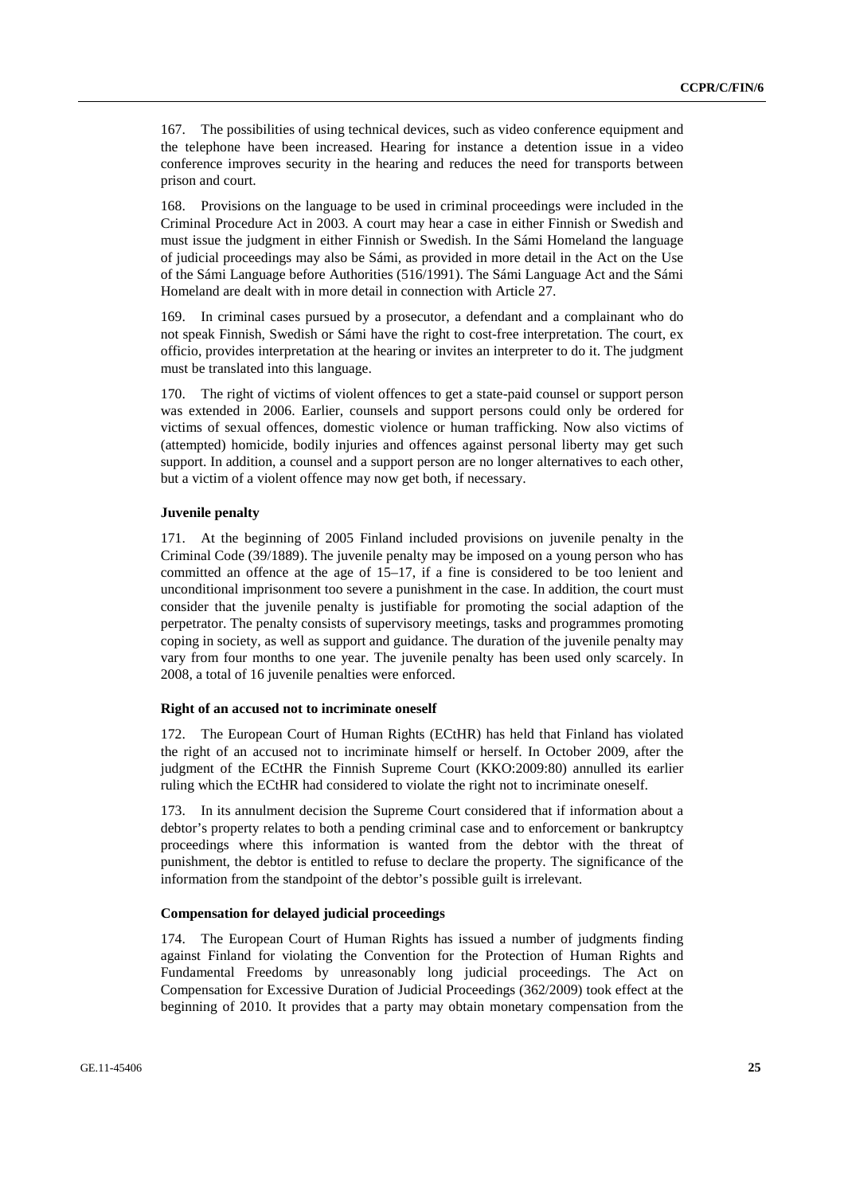167. The possibilities of using technical devices, such as video conference equipment and the telephone have been increased. Hearing for instance a detention issue in a video conference improves security in the hearing and reduces the need for transports between prison and court.

168. Provisions on the language to be used in criminal proceedings were included in the Criminal Procedure Act in 2003. A court may hear a case in either Finnish or Swedish and must issue the judgment in either Finnish or Swedish. In the Sámi Homeland the language of judicial proceedings may also be Sámi, as provided in more detail in the Act on the Use of the Sámi Language before Authorities (516/1991). The Sámi Language Act and the Sámi Homeland are dealt with in more detail in connection with Article 27.

169. In criminal cases pursued by a prosecutor, a defendant and a complainant who do not speak Finnish, Swedish or Sámi have the right to cost-free interpretation. The court, ex officio, provides interpretation at the hearing or invites an interpreter to do it. The judgment must be translated into this language.

170. The right of victims of violent offences to get a state-paid counsel or support person was extended in 2006. Earlier, counsels and support persons could only be ordered for victims of sexual offences, domestic violence or human trafficking. Now also victims of (attempted) homicide, bodily injuries and offences against personal liberty may get such support. In addition, a counsel and a support person are no longer alternatives to each other, but a victim of a violent offence may now get both, if necessary.

#### Juvenile penalty

171. At the beginning of 2005 Finland included provisions on juvenile penalty in the Criminal Code (39/1889). The juvenile penalty may be imposed on a young person who has committed an offence at the age of 15–17, if a fine is considered to be too lenient and unconditional imprisonment too severe a punishment in the case. In addition, the court must consider that the juvenile penalty is justifiable for promoting the social adaption of the perpetrator. The penalty consists of supervisory meetings, tasks and programmes promoting coping in society, as well as support and guidance. The duration of the juvenile penalty may vary from four months to one year. The juvenile penalty has been used only scarcely. In 2008, a total of 16 juvenile penalties were enforced.

#### Right of an accused not to incriminate oneself

172. The European Court of Human Rights (ECtHR) has held that Finland has violated the right of an accused not to incriminate himself or herself. In October 2009, after the judgment of the ECtHR the Finnish Supreme Court (KKO:2009:80) annulled its earlier ruling which the ECtHR had considered to violate the right not to incriminate oneself.

173. In its annulment decision the Supreme Court considered that if information about a debtor's property relates to both a pending criminal case and to enforcement or bankruptcy proceedings where this information is wanted from the debtor with the threat of punishment, the debtor is entitled to refuse to declare the property. The significance of the information from the standpoint of the debtor's possible guilt is irrelevant.

#### Compensation for delayed judicial proceedings

174. The European Court of Human Rights has issued a number of judgments finding against Finland for violating the Convention for the Protection of Human Rights and Fundamental Freedoms by unreasonably long judicial proceedings. The Act on Compensation for Excessive Duration of Judicial Proceedings (362/2009) took effect at the beginning of 2010. It provides that a party may obtain monetary compensation from the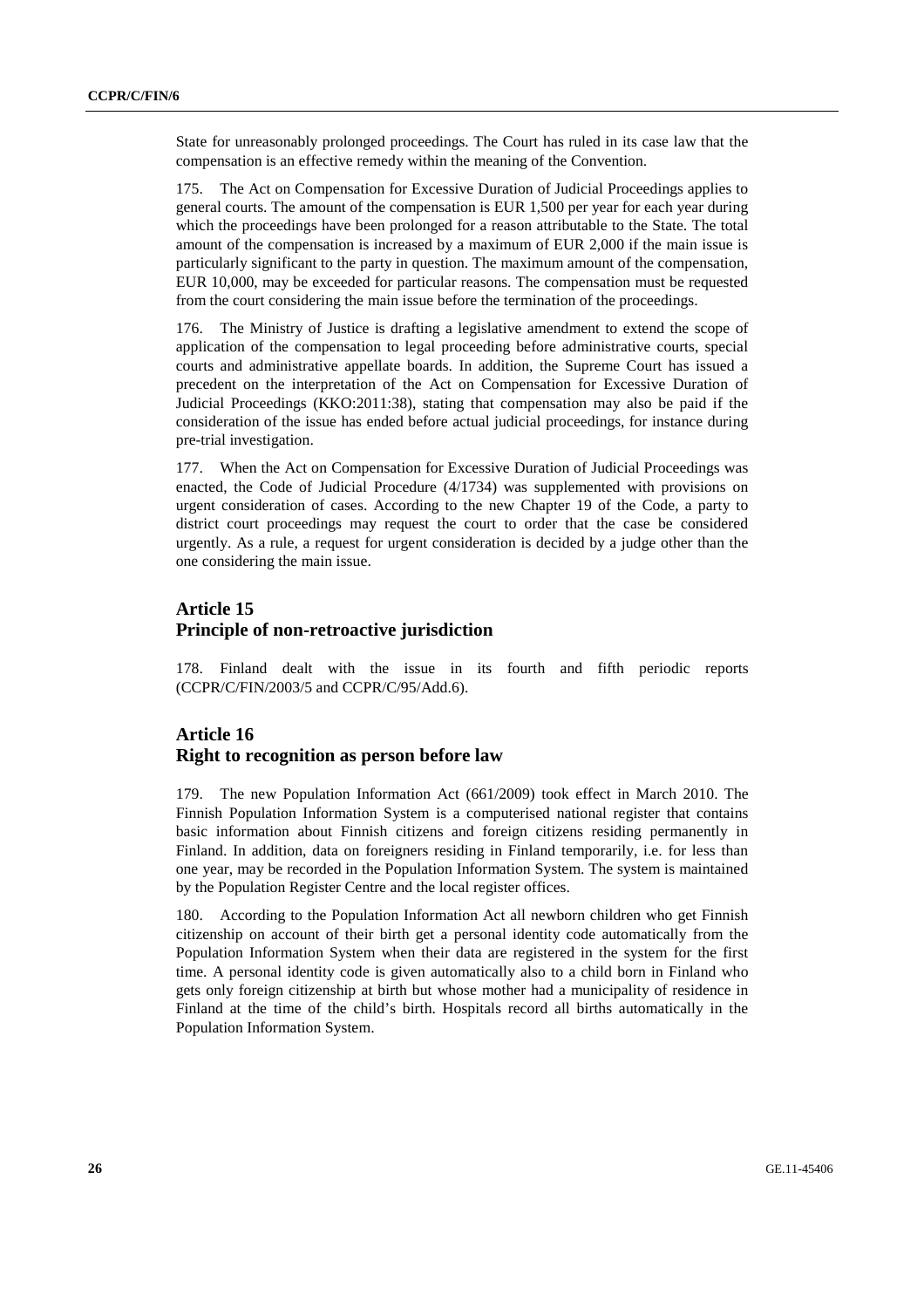State for unreasonably prolonged proceedings. The Court has ruled in its case law that the compensation is an effective remedy within the meaning of the Convention.

175. The Act on Compensation for Excessive Duration of Judicial Proceedings applies to general courts. The amount of the compensation is EUR 1,500 per year for each year during which the proceedings have been prolonged for a reason attributable to the State. The total amount of the compensation is increased by a maximum of EUR 2,000 if the main issue is particularly significant to the party in question. The maximum amount of the compensation, EUR 10,000, may be exceeded for particular reasons. The compensation must be requested from the court considering the main issue before the termination of the proceedings.

176. The Ministry of Justice is drafting a legislative amendment to extend the scope of application of the compensation to legal proceeding before administrative courts, special courts and administrative appellate boards. In addition, the Supreme Court has issued a precedent on the interpretation of the Act on Compensation for Excessive Duration of Judicial Proceedings (KKO:2011:38), stating that compensation may also be paid if the consideration of the issue has ended before actual judicial proceedings, for instance during pre-trial investigation.

177. When the Act on Compensation for Excessive Duration of Judicial Proceedings was enacted, the Code of Judicial Procedure (4/1734) was supplemented with provisions on urgent consideration of cases. According to the new Chapter 19 of the Code, a party to district court proceedings may request the court to order that the case be considered urgently. As a rule, a request for urgent consideration is decided by a judge other than the one considering the main issue.

## Article 15
## Principle of non-retroactive jurisdiction

178. Finland dealt with the issue in its fourth and fifth periodic reports (CCPR/C/FIN/2003/5 and CCPR/C/95/Add.6).

## Article 16
## Right to recognition as person before law

179. The new Population Information Act (661/2009) took effect in March 2010. The Finnish Population Information System is a computerised national register that contains basic information about Finnish citizens and foreign citizens residing permanently in Finland. In addition, data on foreigners residing in Finland temporarily, i.e. for less than one year, may be recorded in the Population Information System. The system is maintained by the Population Register Centre and the local register offices.

180. According to the Population Information Act all newborn children who get Finnish citizenship on account of their birth get a personal identity code automatically from the Population Information System when their data are registered in the system for the first time. A personal identity code is given automatically also to a child born in Finland who gets only foreign citizenship at birth but whose mother had a municipality of residence in Finland at the time of the child's birth. Hospitals record all births automatically in the Population Information System.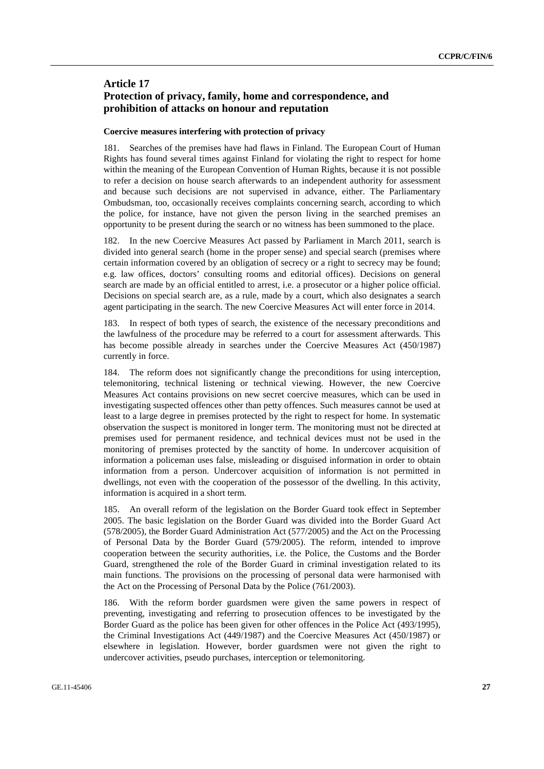## Article 17
## Protection of privacy, family, home and correspondence, and prohibition of attacks on honour and reputation

### Coercive measures interfering with protection of privacy

181. Searches of the premises have had flaws in Finland. The European Court of Human Rights has found several times against Finland for violating the right to respect for home within the meaning of the European Convention of Human Rights, because it is not possible to refer a decision on house search afterwards to an independent authority for assessment and because such decisions are not supervised in advance, either. The Parliamentary Ombudsman, too, occasionally receives complaints concerning search, according to which the police, for instance, have not given the person living in the searched premises an opportunity to be present during the search or no witness has been summoned to the place.

182. In the new Coercive Measures Act passed by Parliament in March 2011, search is divided into general search (home in the proper sense) and special search (premises where certain information covered by an obligation of secrecy or a right to secrecy may be found; e.g. law offices, doctors' consulting rooms and editorial offices). Decisions on general search are made by an official entitled to arrest, i.e. a prosecutor or a higher police official. Decisions on special search are, as a rule, made by a court, which also designates a search agent participating in the search. The new Coercive Measures Act will enter force in 2014.

183. In respect of both types of search, the existence of the necessary preconditions and the lawfulness of the procedure may be referred to a court for assessment afterwards. This has become possible already in searches under the Coercive Measures Act (450/1987) currently in force.

184. The reform does not significantly change the preconditions for using interception, telemonitoring, technical listening or technical viewing. However, the new Coercive Measures Act contains provisions on new secret coercive measures, which can be used in investigating suspected offences other than petty offences. Such measures cannot be used at least to a large degree in premises protected by the right to respect for home. In systematic observation the suspect is monitored in longer term. The monitoring must not be directed at premises used for permanent residence, and technical devices must not be used in the monitoring of premises protected by the sanctity of home. In undercover acquisition of information a policeman uses false, misleading or disguised information in order to obtain information from a person. Undercover acquisition of information is not permitted in dwellings, not even with the cooperation of the possessor of the dwelling. In this activity, information is acquired in a short term.

185. An overall reform of the legislation on the Border Guard took effect in September 2005. The basic legislation on the Border Guard was divided into the Border Guard Act (578/2005), the Border Guard Administration Act (577/2005) and the Act on the Processing of Personal Data by the Border Guard (579/2005). The reform, intended to improve cooperation between the security authorities, i.e. the Police, the Customs and the Border Guard, strengthened the role of the Border Guard in criminal investigation related to its main functions. The provisions on the processing of personal data were harmonised with the Act on the Processing of Personal Data by the Police (761/2003).

186. With the reform border guardsmen were given the same powers in respect of preventing, investigating and referring to prosecution offences to be investigated by the Border Guard as the police has been given for other offences in the Police Act (493/1995), the Criminal Investigations Act (449/1987) and the Coercive Measures Act (450/1987) or elsewhere in legislation. However, border guardsmen were not given the right to undercover activities, pseudo purchases, interception or telemonitoring.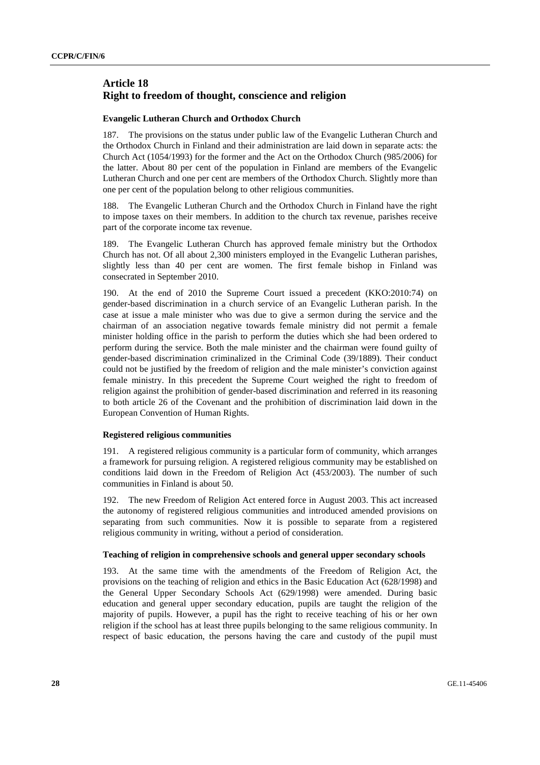## Article 18
## Right to freedom of thought, conscience and religion

### Evangelic Lutheran Church and Orthodox Church

187. The provisions on the status under public law of the Evangelic Lutheran Church and the Orthodox Church in Finland and their administration are laid down in separate acts: the Church Act (1054/1993) for the former and the Act on the Orthodox Church (985/2006) for the latter. About 80 per cent of the population in Finland are members of the Evangelic Lutheran Church and one per cent are members of the Orthodox Church. Slightly more than one per cent of the population belong to other religious communities.

188. The Evangelic Lutheran Church and the Orthodox Church in Finland have the right to impose taxes on their members. In addition to the church tax revenue, parishes receive part of the corporate income tax revenue.

189. The Evangelic Lutheran Church has approved female ministry but the Orthodox Church has not. Of all about 2,300 ministers employed in the Evangelic Lutheran parishes, slightly less than 40 per cent are women. The first female bishop in Finland was consecrated in September 2010.

190. At the end of 2010 the Supreme Court issued a precedent (KKO:2010:74) on gender-based discrimination in a church service of an Evangelic Lutheran parish. In the case at issue a male minister who was due to give a sermon during the service and the chairman of an association negative towards female ministry did not permit a female minister holding office in the parish to perform the duties which she had been ordered to perform during the service. Both the male minister and the chairman were found guilty of gender-based discrimination criminalized in the Criminal Code (39/1889). Their conduct could not be justified by the freedom of religion and the male minister's conviction against female ministry. In this precedent the Supreme Court weighed the right to freedom of religion against the prohibition of gender-based discrimination and referred in its reasoning to both article 26 of the Covenant and the prohibition of discrimination laid down in the European Convention of Human Rights.

### Registered religious communities

191. A registered religious community is a particular form of community, which arranges a framework for pursuing religion. A registered religious community may be established on conditions laid down in the Freedom of Religion Act (453/2003). The number of such communities in Finland is about 50.

192. The new Freedom of Religion Act entered force in August 2003. This act increased the autonomy of registered religious communities and introduced amended provisions on separating from such communities. Now it is possible to separate from a registered religious community in writing, without a period of consideration.

### Teaching of religion in comprehensive schools and general upper secondary schools

193. At the same time with the amendments of the Freedom of Religion Act, the provisions on the teaching of religion and ethics in the Basic Education Act (628/1998) and the General Upper Secondary Schools Act (629/1998) were amended. During basic education and general upper secondary education, pupils are taught the religion of the majority of pupils. However, a pupil has the right to receive teaching of his or her own religion if the school has at least three pupils belonging to the same religious community. In respect of basic education, the persons having the care and custody of the pupil must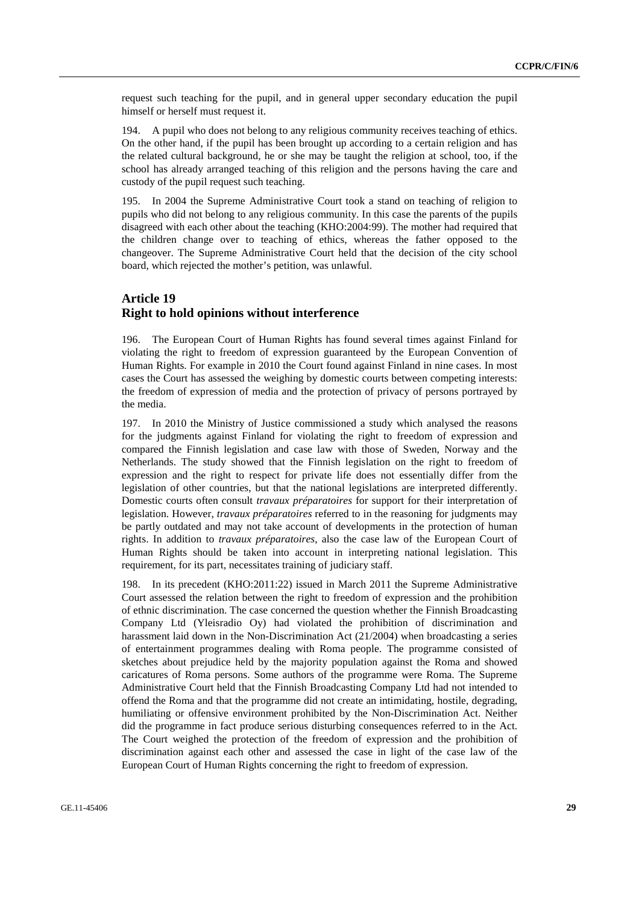request such teaching for the pupil, and in general upper secondary education the pupil himself or herself must request it.

194. A pupil who does not belong to any religious community receives teaching of ethics. On the other hand, if the pupil has been brought up according to a certain religion and has the related cultural background, he or she may be taught the religion at school, too, if the school has already arranged teaching of this religion and the persons having the care and custody of the pupil request such teaching.

195. In 2004 the Supreme Administrative Court took a stand on teaching of religion to pupils who did not belong to any religious community. In this case the parents of the pupils disagreed with each other about the teaching (KHO:2004:99). The mother had required that the children change over to teaching of ethics, whereas the father opposed to the changeover. The Supreme Administrative Court held that the decision of the city school board, which rejected the mother's petition, was unlawful.

## Article 19
## Right to hold opinions without interference

196. The European Court of Human Rights has found several times against Finland for violating the right to freedom of expression guaranteed by the European Convention of Human Rights. For example in 2010 the Court found against Finland in nine cases. In most cases the Court has assessed the weighing by domestic courts between competing interests: the freedom of expression of media and the protection of privacy of persons portrayed by the media.

197. In 2010 the Ministry of Justice commissioned a study which analysed the reasons for the judgments against Finland for violating the right to freedom of expression and compared the Finnish legislation and case law with those of Sweden, Norway and the Netherlands. The study showed that the Finnish legislation on the right to freedom of expression and the right to respect for private life does not essentially differ from the legislation of other countries, but that the national legislations are interpreted differently. Domestic courts often consult *travaux préparatoires* for support for their interpretation of legislation. However, *travaux préparatoires* referred to in the reasoning for judgments may be partly outdated and may not take account of developments in the protection of human rights. In addition to *travaux préparatoires*, also the case law of the European Court of Human Rights should be taken into account in interpreting national legislation. This requirement, for its part, necessitates training of judiciary staff.

198. In its precedent (KHO:2011:22) issued in March 2011 the Supreme Administrative Court assessed the relation between the right to freedom of expression and the prohibition of ethnic discrimination. The case concerned the question whether the Finnish Broadcasting Company Ltd (Yleisradio Oy) had violated the prohibition of discrimination and harassment laid down in the Non-Discrimination Act (21/2004) when broadcasting a series of entertainment programmes dealing with Roma people. The programme consisted of sketches about prejudice held by the majority population against the Roma and showed caricatures of Roma persons. Some authors of the programme were Roma. The Supreme Administrative Court held that the Finnish Broadcasting Company Ltd had not intended to offend the Roma and that the programme did not create an intimidating, hostile, degrading, humiliating or offensive environment prohibited by the Non-Discrimination Act. Neither did the programme in fact produce serious disturbing consequences referred to in the Act. The Court weighed the protection of the freedom of expression and the prohibition of discrimination against each other and assessed the case in light of the case law of the European Court of Human Rights concerning the right to freedom of expression.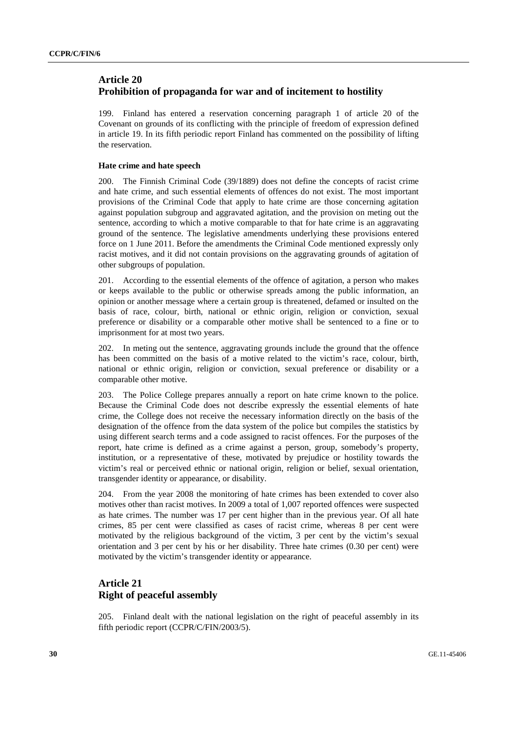## Article 20
## Prohibition of propaganda for war and of incitement to hostility

199. Finland has entered a reservation concerning paragraph 1 of article 20 of the Covenant on grounds of its conflicting with the principle of freedom of expression defined in article 19. In its fifth periodic report Finland has commented on the possibility of lifting the reservation.

### Hate crime and hate speech

200. The Finnish Criminal Code (39/1889) does not define the concepts of racist crime and hate crime, and such essential elements of offences do not exist. The most important provisions of the Criminal Code that apply to hate crime are those concerning agitation against population subgroup and aggravated agitation, and the provision on meting out the sentence, according to which a motive comparable to that for hate crime is an aggravating ground of the sentence. The legislative amendments underlying these provisions entered force on 1 June 2011. Before the amendments the Criminal Code mentioned expressly only racist motives, and it did not contain provisions on the aggravating grounds of agitation of other subgroups of population.

201. According to the essential elements of the offence of agitation, a person who makes or keeps available to the public or otherwise spreads among the public information, an opinion or another message where a certain group is threatened, defamed or insulted on the basis of race, colour, birth, national or ethnic origin, religion or conviction, sexual preference or disability or a comparable other motive shall be sentenced to a fine or to imprisonment for at most two years.

202. In meting out the sentence, aggravating grounds include the ground that the offence has been committed on the basis of a motive related to the victim's race, colour, birth, national or ethnic origin, religion or conviction, sexual preference or disability or a comparable other motive.

203. The Police College prepares annually a report on hate crime known to the police. Because the Criminal Code does not describe expressly the essential elements of hate crime, the College does not receive the necessary information directly on the basis of the designation of the offence from the data system of the police but compiles the statistics by using different search terms and a code assigned to racist offences. For the purposes of the report, hate crime is defined as a crime against a person, group, somebody's property, institution, or a representative of these, motivated by prejudice or hostility towards the victim's real or perceived ethnic or national origin, religion or belief, sexual orientation, transgender identity or appearance, or disability.

204. From the year 2008 the monitoring of hate crimes has been extended to cover also motives other than racist motives. In 2009 a total of 1,007 reported offences were suspected as hate crimes. The number was 17 per cent higher than in the previous year. Of all hate crimes, 85 per cent were classified as cases of racist crime, whereas 8 per cent were motivated by the religious background of the victim, 3 per cent by the victim's sexual orientation and 3 per cent by his or her disability. Three hate crimes (0.30 per cent) were motivated by the victim's transgender identity or appearance.

## Article 21
## Right of peaceful assembly

205. Finland dealt with the national legislation on the right of peaceful assembly in its fifth periodic report (CCPR/C/FIN/2003/5).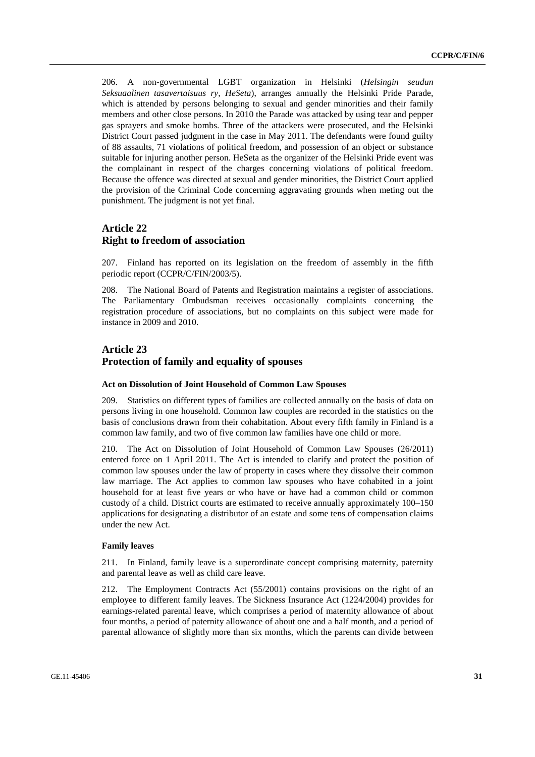206. A non-governmental LGBT organization in Helsinki (*Helsingin seudun Seksuaalinen tasavertaisuus ry, HeSeta*), arranges annually the Helsinki Pride Parade, which is attended by persons belonging to sexual and gender minorities and their family members and other close persons. In 2010 the Parade was attacked by using tear and pepper gas sprayers and smoke bombs. Three of the attackers were prosecuted, and the Helsinki District Court passed judgment in the case in May 2011. The defendants were found guilty of 88 assaults, 71 violations of political freedom, and possession of an object or substance suitable for injuring another person. HeSeta as the organizer of the Helsinki Pride event was the complainant in respect of the charges concerning violations of political freedom. Because the offence was directed at sexual and gender minorities, the District Court applied the provision of the Criminal Code concerning aggravating grounds when meting out the punishment. The judgment is not yet final.

## Article 22
## Right to freedom of association

207. Finland has reported on its legislation on the freedom of assembly in the fifth periodic report (CCPR/C/FIN/2003/5).

208. The National Board of Patents and Registration maintains a register of associations. The Parliamentary Ombudsman receives occasionally complaints concerning the registration procedure of associations, but no complaints on this subject were made for instance in 2009 and 2010.

## Article 23
## Protection of family and equality of spouses

### Act on Dissolution of Joint Household of Common Law Spouses

209. Statistics on different types of families are collected annually on the basis of data on persons living in one household. Common law couples are recorded in the statistics on the basis of conclusions drawn from their cohabitation. About every fifth family in Finland is a common law family, and two of five common law families have one child or more.

210. The Act on Dissolution of Joint Household of Common Law Spouses (26/2011) entered force on 1 April 2011. The Act is intended to clarify and protect the position of common law spouses under the law of property in cases where they dissolve their common law marriage. The Act applies to common law spouses who have cohabited in a joint household for at least five years or who have or have had a common child or common custody of a child. District courts are estimated to receive annually approximately 100–150 applications for designating a distributor of an estate and some tens of compensation claims under the new Act.

### Family leaves

211. In Finland, family leave is a superordinate concept comprising maternity, paternity and parental leave as well as child care leave.

212. The Employment Contracts Act (55/2001) contains provisions on the right of an employee to different family leaves. The Sickness Insurance Act (1224/2004) provides for earnings-related parental leave, which comprises a period of maternity allowance of about four months, a period of paternity allowance of about one and a half month, and a period of parental allowance of slightly more than six months, which the parents can divide between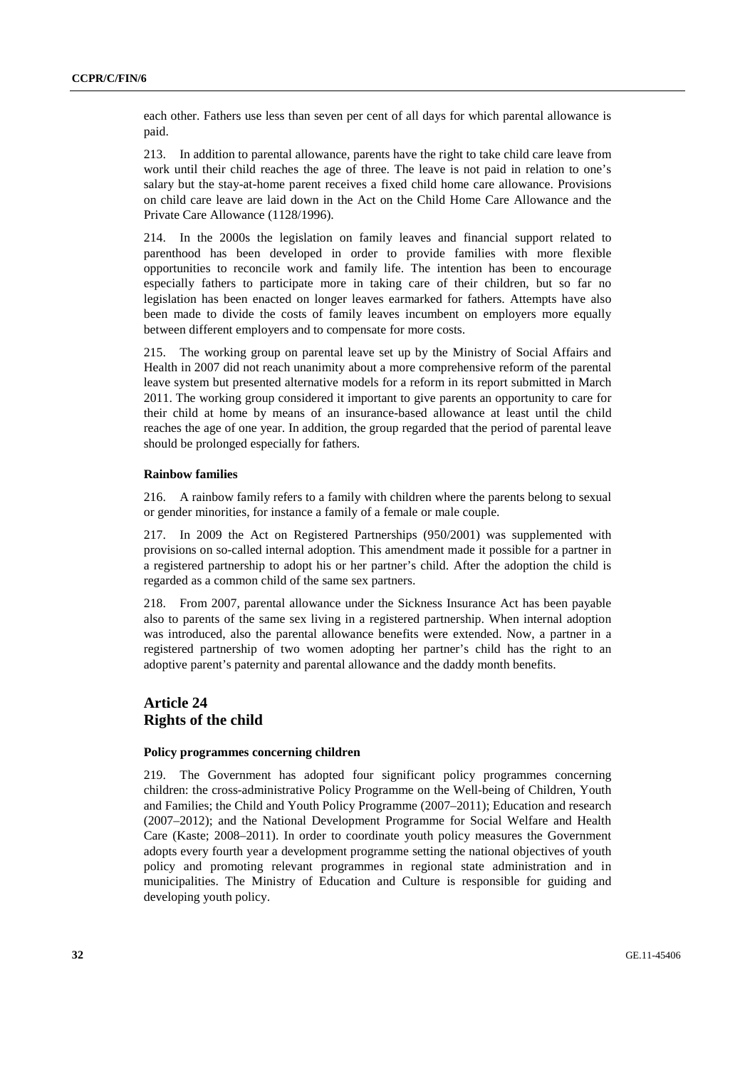each other. Fathers use less than seven per cent of all days for which parental allowance is paid.

213. In addition to parental allowance, parents have the right to take child care leave from work until their child reaches the age of three. The leave is not paid in relation to one's salary but the stay-at-home parent receives a fixed child home care allowance. Provisions on child care leave are laid down in the Act on the Child Home Care Allowance and the Private Care Allowance (1128/1996).

214. In the 2000s the legislation on family leaves and financial support related to parenthood has been developed in order to provide families with more flexible opportunities to reconcile work and family life. The intention has been to encourage especially fathers to participate more in taking care of their children, but so far no legislation has been enacted on longer leaves earmarked for fathers. Attempts have also been made to divide the costs of family leaves incumbent on employers more equally between different employers and to compensate for more costs.

215. The working group on parental leave set up by the Ministry of Social Affairs and Health in 2007 did not reach unanimity about a more comprehensive reform of the parental leave system but presented alternative models for a reform in its report submitted in March 2011. The working group considered it important to give parents an opportunity to care for their child at home by means of an insurance-based allowance at least until the child reaches the age of one year. In addition, the group regarded that the period of parental leave should be prolonged especially for fathers.

#### Rainbow families

216. A rainbow family refers to a family with children where the parents belong to sexual or gender minorities, for instance a family of a female or male couple.

217. In 2009 the Act on Registered Partnerships (950/2001) was supplemented with provisions on so-called internal adoption. This amendment made it possible for a partner in a registered partnership to adopt his or her partner's child. After the adoption the child is regarded as a common child of the same sex partners.

218. From 2007, parental allowance under the Sickness Insurance Act has been payable also to parents of the same sex living in a registered partnership. When internal adoption was introduced, also the parental allowance benefits were extended. Now, a partner in a registered partnership of two women adopting her partner's child has the right to an adoptive parent's paternity and parental allowance and the daddy month benefits.

## Article 24
## Rights of the child

#### Policy programmes concerning children

219. The Government has adopted four significant policy programmes concerning children: the cross-administrative Policy Programme on the Well-being of Children, Youth and Families; the Child and Youth Policy Programme (2007–2011); Education and research (2007–2012); and the National Development Programme for Social Welfare and Health Care (Kaste; 2008–2011). In order to coordinate youth policy measures the Government adopts every fourth year a development programme setting the national objectives of youth policy and promoting relevant programmes in regional state administration and in municipalities. The Ministry of Education and Culture is responsible for guiding and developing youth policy.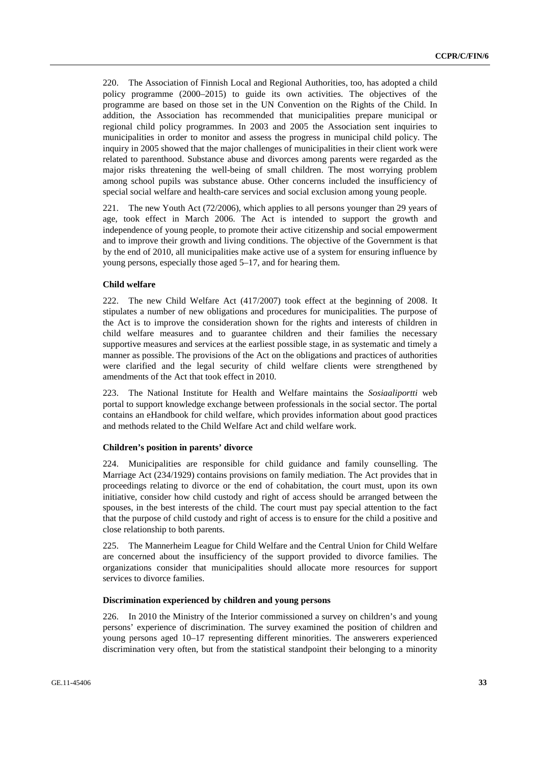220. The Association of Finnish Local and Regional Authorities, too, has adopted a child policy programme (2000–2015) to guide its own activities. The objectives of the programme are based on those set in the UN Convention on the Rights of the Child. In addition, the Association has recommended that municipalities prepare municipal or regional child policy programmes. In 2003 and 2005 the Association sent inquiries to municipalities in order to monitor and assess the progress in municipal child policy. The inquiry in 2005 showed that the major challenges of municipalities in their client work were related to parenthood. Substance abuse and divorces among parents were regarded as the major risks threatening the well-being of small children. The most worrying problem among school pupils was substance abuse. Other concerns included the insufficiency of special social welfare and health-care services and social exclusion among young people.

221. The new Youth Act (72/2006), which applies to all persons younger than 29 years of age, took effect in March 2006. The Act is intended to support the growth and independence of young people, to promote their active citizenship and social empowerment and to improve their growth and living conditions. The objective of the Government is that by the end of 2010, all municipalities make active use of a system for ensuring influence by young persons, especially those aged 5–17, and for hearing them.

#### Child welfare

222. The new Child Welfare Act (417/2007) took effect at the beginning of 2008. It stipulates a number of new obligations and procedures for municipalities. The purpose of the Act is to improve the consideration shown for the rights and interests of children in child welfare measures and to guarantee children and their families the necessary supportive measures and services at the earliest possible stage, in as systematic and timely a manner as possible. The provisions of the Act on the obligations and practices of authorities were clarified and the legal security of child welfare clients were strengthened by amendments of the Act that took effect in 2010.

223. The National Institute for Health and Welfare maintains the *Sosiaaliportti* web portal to support knowledge exchange between professionals in the social sector. The portal contains an eHandbook for child welfare, which provides information about good practices and methods related to the Child Welfare Act and child welfare work.

#### Children's position in parents' divorce

224. Municipalities are responsible for child guidance and family counselling. The Marriage Act (234/1929) contains provisions on family mediation. The Act provides that in proceedings relating to divorce or the end of cohabitation, the court must, upon its own initiative, consider how child custody and right of access should be arranged between the spouses, in the best interests of the child. The court must pay special attention to the fact that the purpose of child custody and right of access is to ensure for the child a positive and close relationship to both parents.

225. The Mannerheim League for Child Welfare and the Central Union for Child Welfare are concerned about the insufficiency of the support provided to divorce families. The organizations consider that municipalities should allocate more resources for support services to divorce families.

#### Discrimination experienced by children and young persons

226. In 2010 the Ministry of the Interior commissioned a survey on children's and young persons' experience of discrimination. The survey examined the position of children and young persons aged 10–17 representing different minorities. The answerers experienced discrimination very often, but from the statistical standpoint their belonging to a minority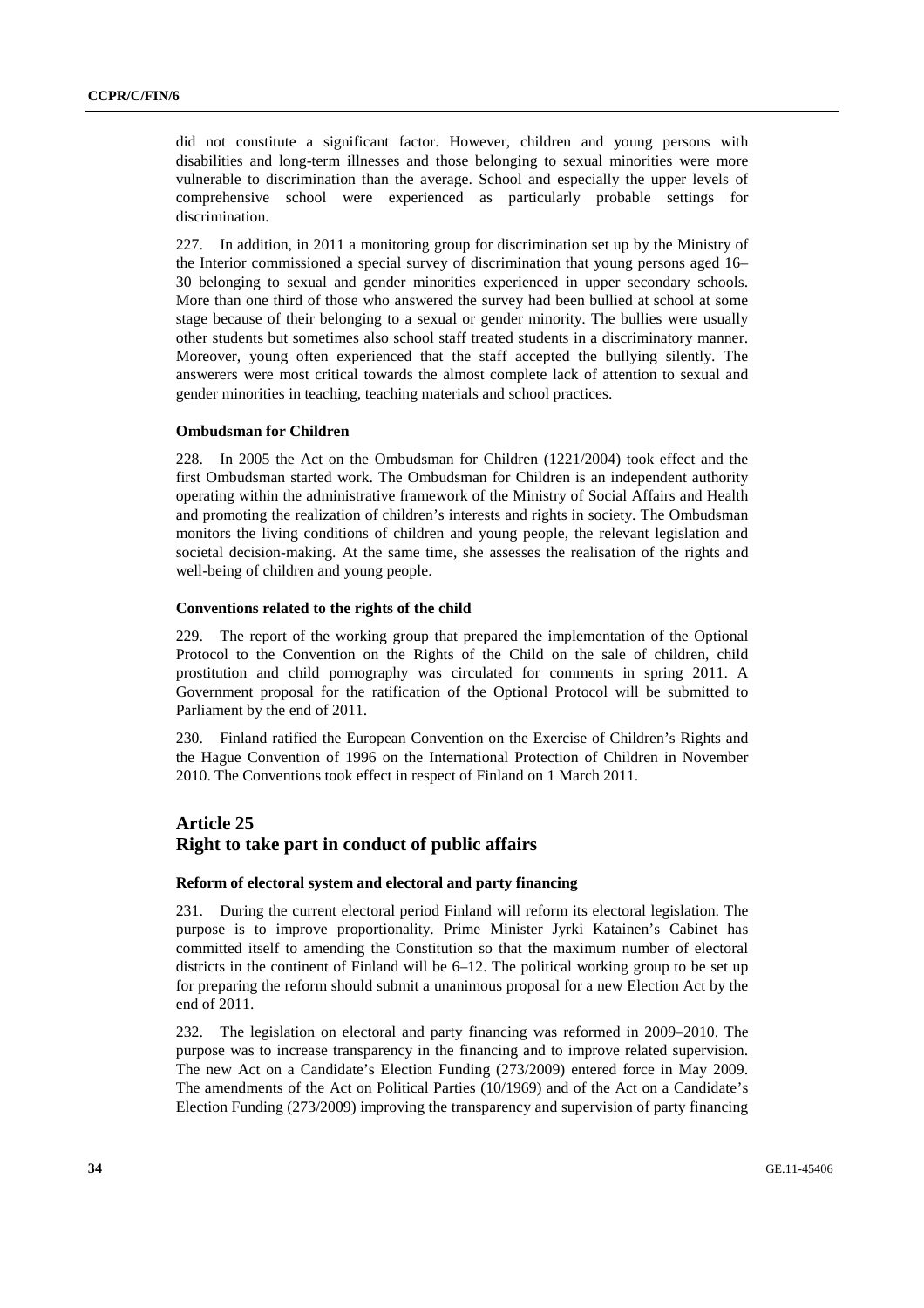did not constitute a significant factor. However, children and young persons with disabilities and long-term illnesses and those belonging to sexual minorities were more vulnerable to discrimination than the average. School and especially the upper levels of comprehensive school were experienced as particularly probable settings for discrimination.

227. In addition, in 2011 a monitoring group for discrimination set up by the Ministry of the Interior commissioned a special survey of discrimination that young persons aged 16–30 belonging to sexual and gender minorities experienced in upper secondary schools. More than one third of those who answered the survey had been bullied at school at some stage because of their belonging to a sexual or gender minority. The bullies were usually other students but sometimes also school staff treated students in a discriminatory manner. Moreover, young often experienced that the staff accepted the bullying silently. The answerers were most critical towards the almost complete lack of attention to sexual and gender minorities in teaching, teaching materials and school practices.

#### Ombudsman for Children

228. In 2005 the Act on the Ombudsman for Children (1221/2004) took effect and the first Ombudsman started work. The Ombudsman for Children is an independent authority operating within the administrative framework of the Ministry of Social Affairs and Health and promoting the realization of children's interests and rights in society. The Ombudsman monitors the living conditions of children and young people, the relevant legislation and societal decision-making. At the same time, she assesses the realisation of the rights and well-being of children and young people.

#### Conventions related to the rights of the child

229. The report of the working group that prepared the implementation of the Optional Protocol to the Convention on the Rights of the Child on the sale of children, child prostitution and child pornography was circulated for comments in spring 2011. A Government proposal for the ratification of the Optional Protocol will be submitted to Parliament by the end of 2011.

230. Finland ratified the European Convention on the Exercise of Children's Rights and the Hague Convention of 1996 on the International Protection of Children in November 2010. The Conventions took effect in respect of Finland on 1 March 2011.

## Article 25
## Right to take part in conduct of public affairs

#### Reform of electoral system and electoral and party financing

231. During the current electoral period Finland will reform its electoral legislation. The purpose is to improve proportionality. Prime Minister Jyrki Katainen's Cabinet has committed itself to amending the Constitution so that the maximum number of electoral districts in the continent of Finland will be 6–12. The political working group to be set up for preparing the reform should submit a unanimous proposal for a new Election Act by the end of 2011.

232. The legislation on electoral and party financing was reformed in 2009–2010. The purpose was to increase transparency in the financing and to improve related supervision. The new Act on a Candidate's Election Funding (273/2009) entered force in May 2009. The amendments of the Act on Political Parties (10/1969) and of the Act on a Candidate's Election Funding (273/2009) improving the transparency and supervision of party financing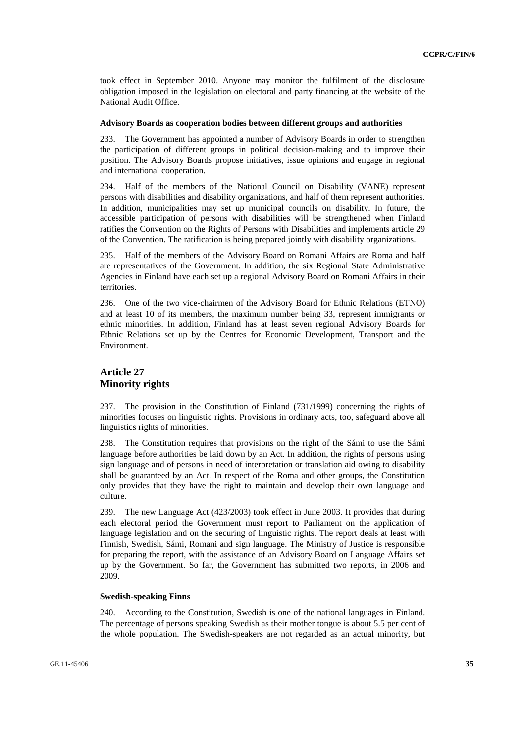took effect in September 2010. Anyone may monitor the fulfilment of the disclosure obligation imposed in the legislation on electoral and party financing at the website of the National Audit Office.

#### Advisory Boards as cooperation bodies between different groups and authorities

233. The Government has appointed a number of Advisory Boards in order to strengthen the participation of different groups in political decision-making and to improve their position. The Advisory Boards propose initiatives, issue opinions and engage in regional and international cooperation.

234. Half of the members of the National Council on Disability (VANE) represent persons with disabilities and disability organizations, and half of them represent authorities. In addition, municipalities may set up municipal councils on disability. In future, the accessible participation of persons with disabilities will be strengthened when Finland ratifies the Convention on the Rights of Persons with Disabilities and implements article 29 of the Convention. The ratification is being prepared jointly with disability organizations.

235. Half of the members of the Advisory Board on Romani Affairs are Roma and half are representatives of the Government. In addition, the six Regional State Administrative Agencies in Finland have each set up a regional Advisory Board on Romani Affairs in their territories.

236. One of the two vice-chairmen of the Advisory Board for Ethnic Relations (ETNO) and at least 10 of its members, the maximum number being 33, represent immigrants or ethnic minorities. In addition, Finland has at least seven regional Advisory Boards for Ethnic Relations set up by the Centres for Economic Development, Transport and the Environment.

## Article 27
## Minority rights

237. The provision in the Constitution of Finland (731/1999) concerning the rights of minorities focuses on linguistic rights. Provisions in ordinary acts, too, safeguard above all linguistics rights of minorities.

238. The Constitution requires that provisions on the right of the Sámi to use the Sámi language before authorities be laid down by an Act. In addition, the rights of persons using sign language and of persons in need of interpretation or translation aid owing to disability shall be guaranteed by an Act. In respect of the Roma and other groups, the Constitution only provides that they have the right to maintain and develop their own language and culture.

239. The new Language Act (423/2003) took effect in June 2003. It provides that during each electoral period the Government must report to Parliament on the application of language legislation and on the securing of linguistic rights. The report deals at least with Finnish, Swedish, Sámi, Romani and sign language. The Ministry of Justice is responsible for preparing the report, with the assistance of an Advisory Board on Language Affairs set up by the Government. So far, the Government has submitted two reports, in 2006 and 2009.

#### Swedish-speaking Finns

240. According to the Constitution, Swedish is one of the national languages in Finland. The percentage of persons speaking Swedish as their mother tongue is about 5.5 per cent of the whole population. The Swedish-speakers are not regarded as an actual minority, but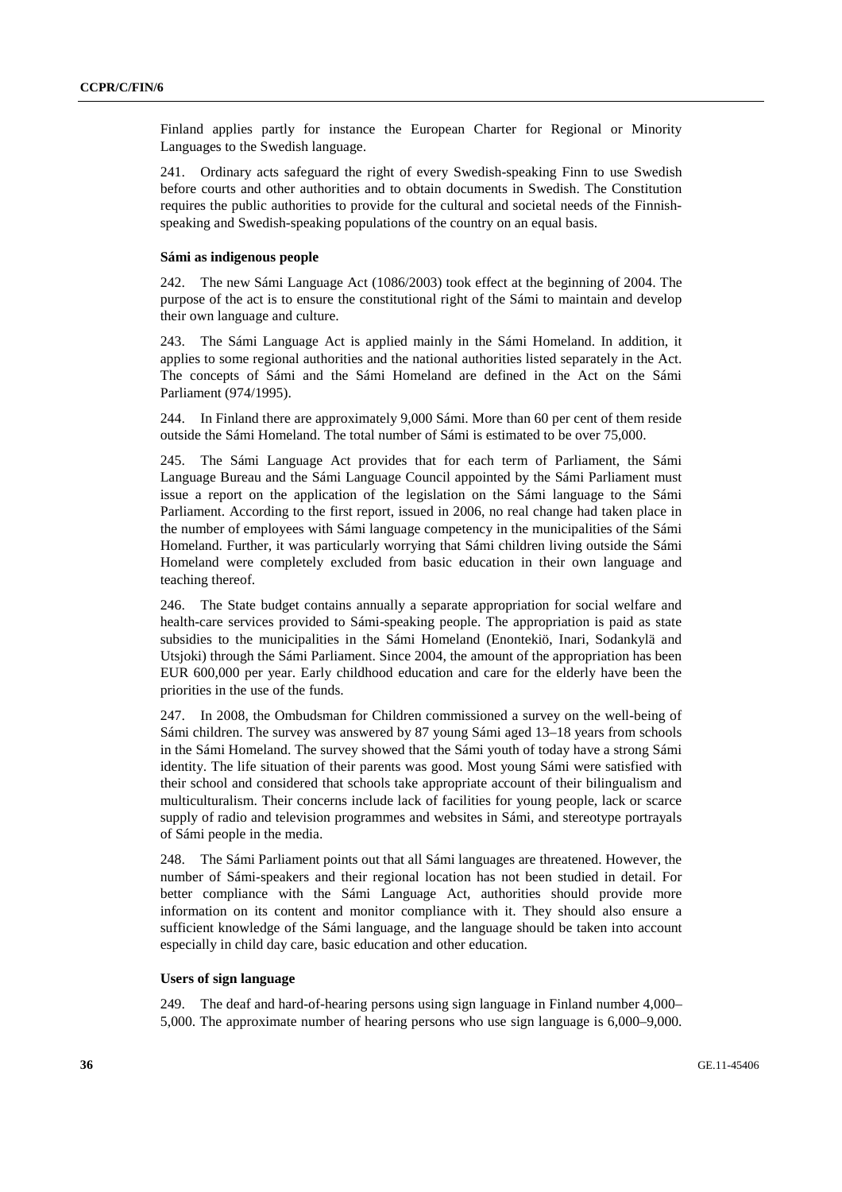Finland applies partly for instance the European Charter for Regional or Minority Languages to the Swedish language.

241. Ordinary acts safeguard the right of every Swedish-speaking Finn to use Swedish before courts and other authorities and to obtain documents in Swedish. The Constitution requires the public authorities to provide for the cultural and societal needs of the Finnish-speaking and Swedish-speaking populations of the country on an equal basis.

#### Sámi as indigenous people

242. The new Sámi Language Act (1086/2003) took effect at the beginning of 2004. The purpose of the act is to ensure the constitutional right of the Sámi to maintain and develop their own language and culture.

243. The Sámi Language Act is applied mainly in the Sámi Homeland. In addition, it applies to some regional authorities and the national authorities listed separately in the Act. The concepts of Sámi and the Sámi Homeland are defined in the Act on the Sámi Parliament (974/1995).

244. In Finland there are approximately 9,000 Sámi. More than 60 per cent of them reside outside the Sámi Homeland. The total number of Sámi is estimated to be over 75,000.

245. The Sámi Language Act provides that for each term of Parliament, the Sámi Language Bureau and the Sámi Language Council appointed by the Sámi Parliament must issue a report on the application of the legislation on the Sámi language to the Sámi Parliament. According to the first report, issued in 2006, no real change had taken place in the number of employees with Sámi language competency in the municipalities of the Sámi Homeland. Further, it was particularly worrying that Sámi children living outside the Sámi Homeland were completely excluded from basic education in their own language and teaching thereof.

246. The State budget contains annually a separate appropriation for social welfare and health-care services provided to Sámi-speaking people. The appropriation is paid as state subsidies to the municipalities in the Sámi Homeland (Enontekiö, Inari, Sodankylä and Utsjoki) through the Sámi Parliament. Since 2004, the amount of the appropriation has been EUR 600,000 per year. Early childhood education and care for the elderly have been the priorities in the use of the funds.

247. In 2008, the Ombudsman for Children commissioned a survey on the well-being of Sámi children. The survey was answered by 87 young Sámi aged 13–18 years from schools in the Sámi Homeland. The survey showed that the Sámi youth of today have a strong Sámi identity. The life situation of their parents was good. Most young Sámi were satisfied with their school and considered that schools take appropriate account of their bilingualism and multiculturalism. Their concerns include lack of facilities for young people, lack or scarce supply of radio and television programmes and websites in Sámi, and stereotype portrayals of Sámi people in the media.

248. The Sámi Parliament points out that all Sámi languages are threatened. However, the number of Sámi-speakers and their regional location has not been studied in detail. For better compliance with the Sámi Language Act, authorities should provide more information on its content and monitor compliance with it. They should also ensure a sufficient knowledge of the Sámi language, and the language should be taken into account especially in child day care, basic education and other education.

#### Users of sign language

249. The deaf and hard-of-hearing persons using sign language in Finland number 4,000–5,000. The approximate number of hearing persons who use sign language is 6,000–9,000.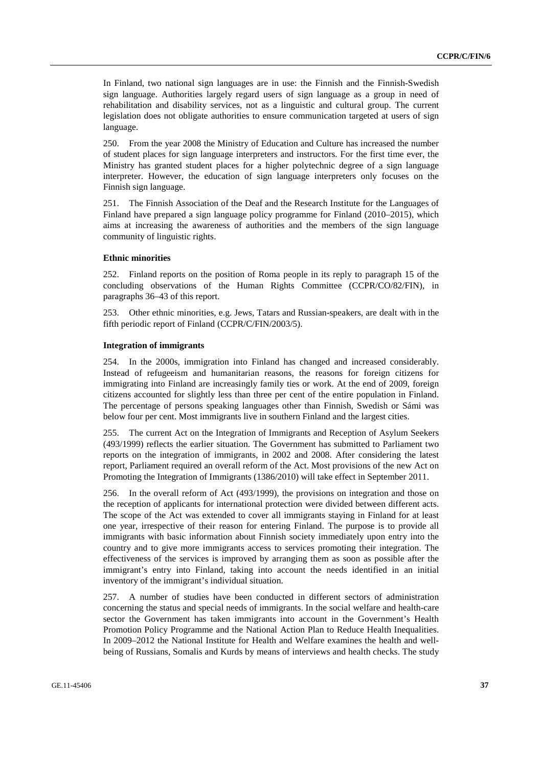In Finland, two national sign languages are in use: the Finnish and the Finnish-Swedish sign language. Authorities largely regard users of sign language as a group in need of rehabilitation and disability services, not as a linguistic and cultural group. The current legislation does not obligate authorities to ensure communication targeted at users of sign language.

250. From the year 2008 the Ministry of Education and Culture has increased the number of student places for sign language interpreters and instructors. For the first time ever, the Ministry has granted student places for a higher polytechnic degree of a sign language interpreter. However, the education of sign language interpreters only focuses on the Finnish sign language.

251. The Finnish Association of the Deaf and the Research Institute for the Languages of Finland have prepared a sign language policy programme for Finland (2010–2015), which aims at increasing the awareness of authorities and the members of the sign language community of linguistic rights.

**Ethnic minorities**

252. Finland reports on the position of Roma people in its reply to paragraph 15 of the concluding observations of the Human Rights Committee (CCPR/CO/82/FIN), in paragraphs 36–43 of this report.

253. Other ethnic minorities, e.g. Jews, Tatars and Russian-speakers, are dealt with in the fifth periodic report of Finland (CCPR/C/FIN/2003/5).

**Integration of immigrants**

254. In the 2000s, immigration into Finland has changed and increased considerably. Instead of refugeeism and humanitarian reasons, the reasons for foreign citizens for immigrating into Finland are increasingly family ties or work. At the end of 2009, foreign citizens accounted for slightly less than three per cent of the entire population in Finland. The percentage of persons speaking languages other than Finnish, Swedish or Sámi was below four per cent. Most immigrants live in southern Finland and the largest cities.

255. The current Act on the Integration of Immigrants and Reception of Asylum Seekers (493/1999) reflects the earlier situation. The Government has submitted to Parliament two reports on the integration of immigrants, in 2002 and 2008. After considering the latest report, Parliament required an overall reform of the Act. Most provisions of the new Act on Promoting the Integration of Immigrants (1386/2010) will take effect in September 2011.

256. In the overall reform of Act (493/1999), the provisions on integration and those on the reception of applicants for international protection were divided between different acts. The scope of the Act was extended to cover all immigrants staying in Finland for at least one year, irrespective of their reason for entering Finland. The purpose is to provide all immigrants with basic information about Finnish society immediately upon entry into the country and to give more immigrants access to services promoting their integration. The effectiveness of the services is improved by arranging them as soon as possible after the immigrant's entry into Finland, taking into account the needs identified in an initial inventory of the immigrant's individual situation.

257. A number of studies have been conducted in different sectors of administration concerning the status and special needs of immigrants. In the social welfare and health-care sector the Government has taken immigrants into account in the Government's Health Promotion Policy Programme and the National Action Plan to Reduce Health Inequalities. In 2009–2012 the National Institute for Health and Welfare examines the health and well-being of Russians, Somalis and Kurds by means of interviews and health checks. The study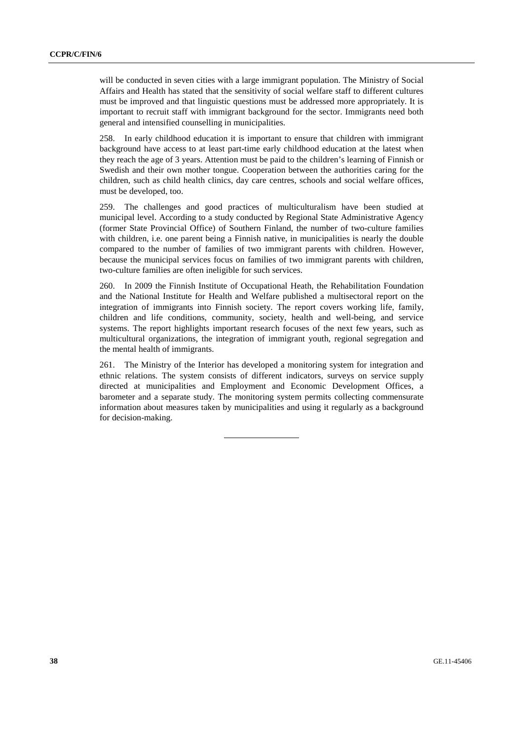will be conducted in seven cities with a large immigrant population. The Ministry of Social Affairs and Health has stated that the sensitivity of social welfare staff to different cultures must be improved and that linguistic questions must be addressed more appropriately. It is important to recruit staff with immigrant background for the sector. Immigrants need both general and intensified counselling in municipalities.

258. In early childhood education it is important to ensure that children with immigrant background have access to at least part-time early childhood education at the latest when they reach the age of 3 years. Attention must be paid to the children's learning of Finnish or Swedish and their own mother tongue. Cooperation between the authorities caring for the children, such as child health clinics, day care centres, schools and social welfare offices, must be developed, too.

259. The challenges and good practices of multiculturalism have been studied at municipal level. According to a study conducted by Regional State Administrative Agency (former State Provincial Office) of Southern Finland, the number of two-culture families with children, i.e. one parent being a Finnish native, in municipalities is nearly the double compared to the number of families of two immigrant parents with children. However, because the municipal services focus on families of two immigrant parents with children, two-culture families are often ineligible for such services.

260. In 2009 the Finnish Institute of Occupational Heath, the Rehabilitation Foundation and the National Institute for Health and Welfare published a multisectoral report on the integration of immigrants into Finnish society. The report covers working life, family, children and life conditions, community, society, health and well-being, and service systems. The report highlights important research focuses of the next few years, such as multicultural organizations, the integration of immigrant youth, regional segregation and the mental health of immigrants.

261. The Ministry of the Interior has developed a monitoring system for integration and ethnic relations. The system consists of different indicators, surveys on service supply directed at municipalities and Employment and Economic Development Offices, a barometer and a separate study. The monitoring system permits collecting commensurate information about measures taken by municipalities and using it regularly as a background for decision-making.